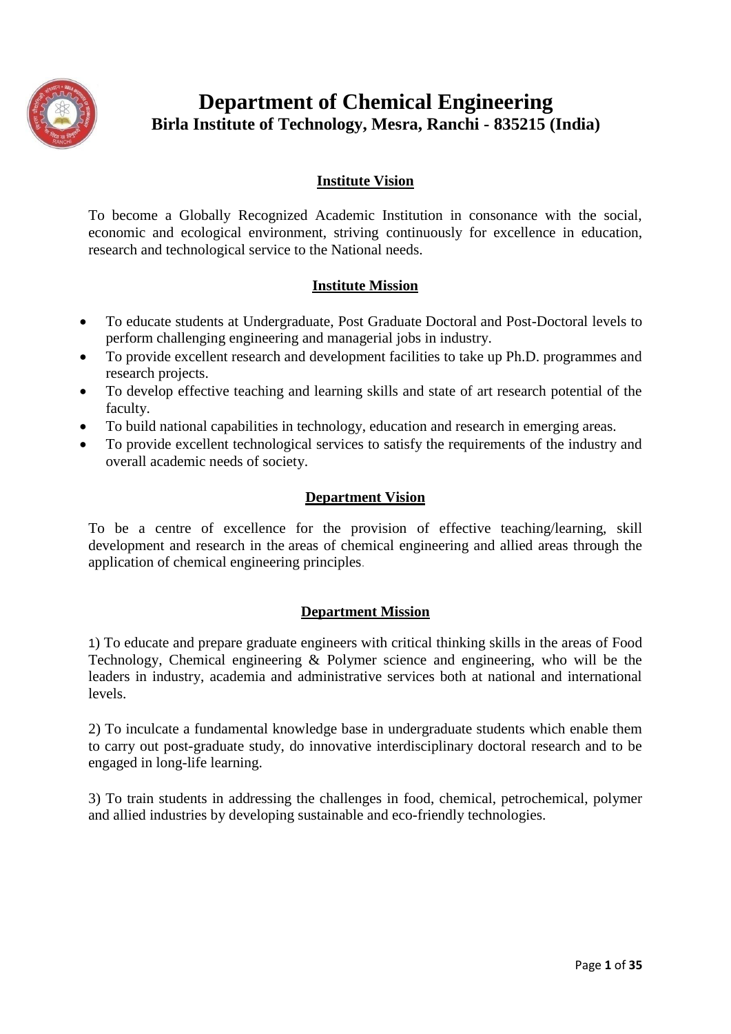# Department of Chemical Engineering

## Birla Institute of Technology, Mesra, Ranchi - 835215 (India)

### Institute Vision

To become a Globally Recognized Academic Institution in consonance with the social, economic and ecological environment, striving continuously for excellence in education, research and technological service to the National needs.

### Institute Mission

- To educate students at Undergraduate, Post Graduate Doctoral and Post-Doctoral levels to perform challenging engineering and managerial jobs in industry.
- To provide excellent research and development facilities to take up Ph.D. programmes and research projects.
- To develop effective teaching and learning skills and state of art research potential of the faculty.
- To build national capabilities in technology, education and research in emerging areas.
- To provide excellent technological services to satisfy the requirements of the industry and overall academic needs of society.

### Department Vision

To be a centre of excellence for the provision of effective teaching/learning, skill development and research in the areas of chemical engineering and allied areas through the application of chemical engineering principles.

### Department Mission

1) To educate and prepare graduate engineers with critical thinking skills in the areas of Food Technology, Chemical engineering & Polymer science and engineering, who will be the leaders in industry, academia and administrative services both at national and international levels.

2) To inculcate a fundamental knowledge base in undergraduate students which enable them to carry out post-graduate study, do innovative interdisciplinary doctoral research and to be engaged in long-life learning.

3) To train students in addressing the challenges in food, chemical, petrochemical, polymer and allied industries by developing sustainable and eco-friendly technologies.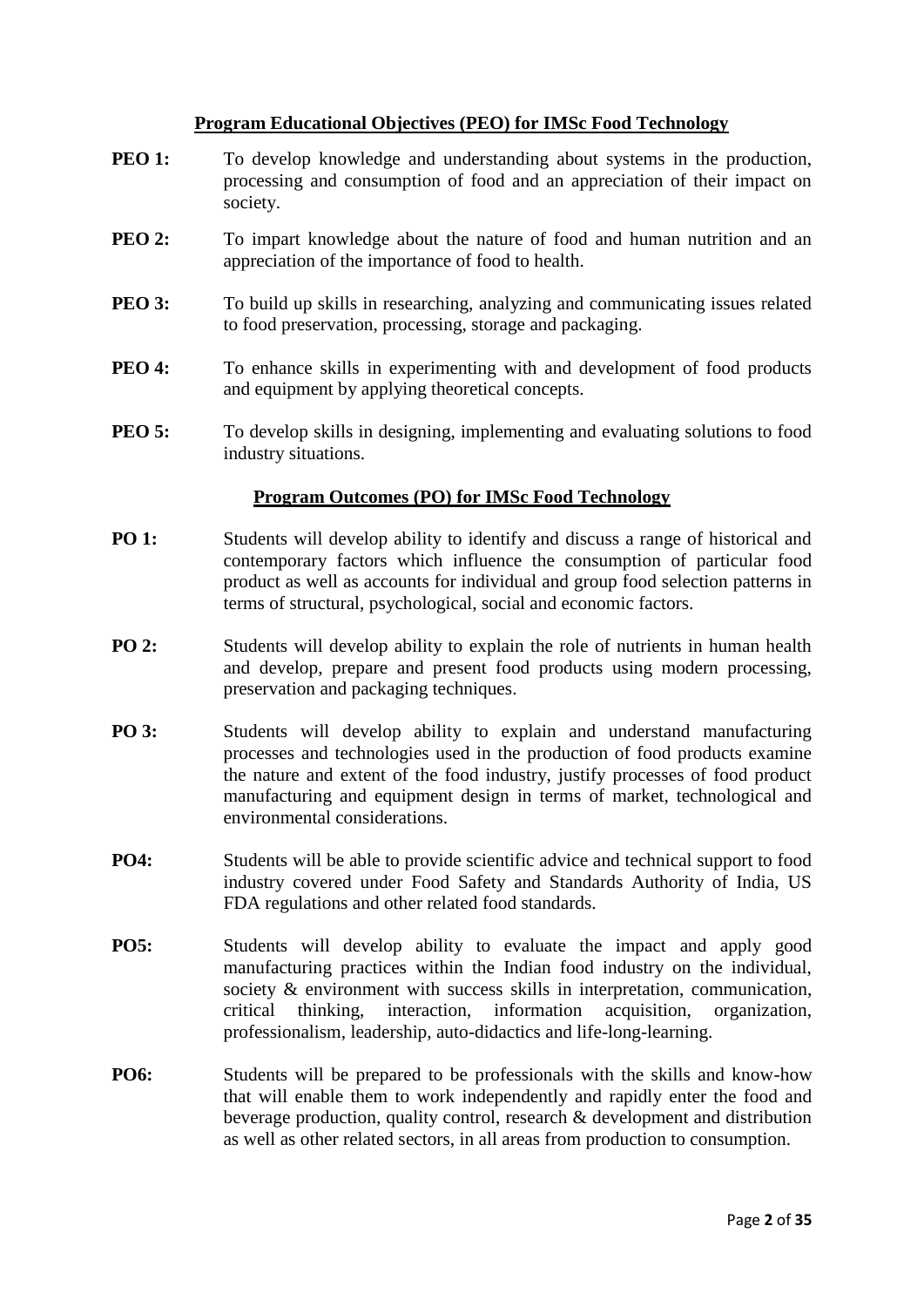## Program Educational Objectives (PEO) for IMSc Food Technology

**PEO 1:** To develop knowledge and understanding about systems in the production, processing and consumption of food and an appreciation of their impact on society.

**PEO 2:** To impart knowledge about the nature of food and human nutrition and an appreciation of the importance of food to health.

**PEO 3:** To build up skills in researching, analyzing and communicating issues related to food preservation, processing, storage and packaging.

**PEO 4:** To enhance skills in experimenting with and development of food products and equipment by applying theoretical concepts.

**PEO 5:** To develop skills in designing, implementing and evaluating solutions to food industry situations.

## Program Outcomes (PO) for IMSc Food Technology

**PO 1:** Students will develop ability to identify and discuss a range of historical and contemporary factors which influence the consumption of particular food product as well as accounts for individual and group food selection patterns in terms of structural, psychological, social and economic factors.

**PO 2:** Students will develop ability to explain the role of nutrients in human health and develop, prepare and present food products using modern processing, preservation and packaging techniques.

**PO 3:** Students will develop ability to explain and understand manufacturing processes and technologies used in the production of food products examine the nature and extent of the food industry, justify processes of food product manufacturing and equipment design in terms of market, technological and environmental considerations.

**PO4:** Students will be able to provide scientific advice and technical support to food industry covered under Food Safety and Standards Authority of India, US FDA regulations and other related food standards.

**PO5:** Students will develop ability to evaluate the impact and apply good manufacturing practices within the Indian food industry on the individual, society & environment with success skills in interpretation, communication, critical thinking, interaction, information acquisition, organization, professionalism, leadership, auto-didactics and life-long-learning.

**PO6:** Students will be prepared to be professionals with the skills and know-how that will enable them to work independently and rapidly enter the food and beverage production, quality control, research & development and distribution as well as other related sectors, in all areas from production to consumption.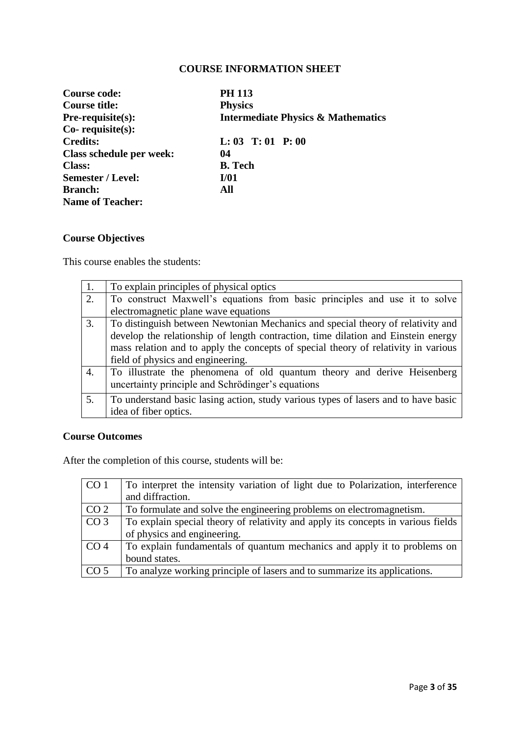# COURSE INFORMATION SHEET

| | |
|---|---|
| **Course code:** | **PH 113** |
| **Course title:** | **Physics** |
| **Pre-requisite(s):** | **Intermediate Physics & Mathematics** |
| **Co- requisite(s):** | |
| **Credits:** | **L: 03 T: 01 P: 00** |
| **Class schedule per week:** | **04** |
| **Class:** | **B. Tech** |
| **Semester / Level:** | **I/01** |
| **Branch:** | **All** |
| **Name of Teacher:** | |

## Course Objectives

This course enables the students:

| | |
|---|---|
| 1. | To explain principles of physical optics |
| 2. | To construct Maxwell's equations from basic principles and use it to solve electromagnetic plane wave equations |
| 3. | To distinguish between Newtonian Mechanics and special theory of relativity and develop the relationship of length contraction, time dilation and Einstein energy mass relation and to apply the concepts of special theory of relativity in various field of physics and engineering. |
| 4. | To illustrate the phenomena of old quantum theory and derive Heisenberg uncertainty principle and Schrödinger's equations |
| 5. | To understand basic lasing action, study various types of lasers and to have basic idea of fiber optics. |

## Course Outcomes

After the completion of this course, students will be:

| | |
|---|---|
| CO 1 | To interpret the intensity variation of light due to Polarization, interference and diffraction. |
| CO 2 | To formulate and solve the engineering problems on electromagnetism. |
| CO 3 | To explain special theory of relativity and apply its concepts in various fields of physics and engineering. |
| CO 4 | To explain fundamentals of quantum mechanics and apply it to problems on bound states. |
| CO 5 | To analyze working principle of lasers and to summarize its applications. |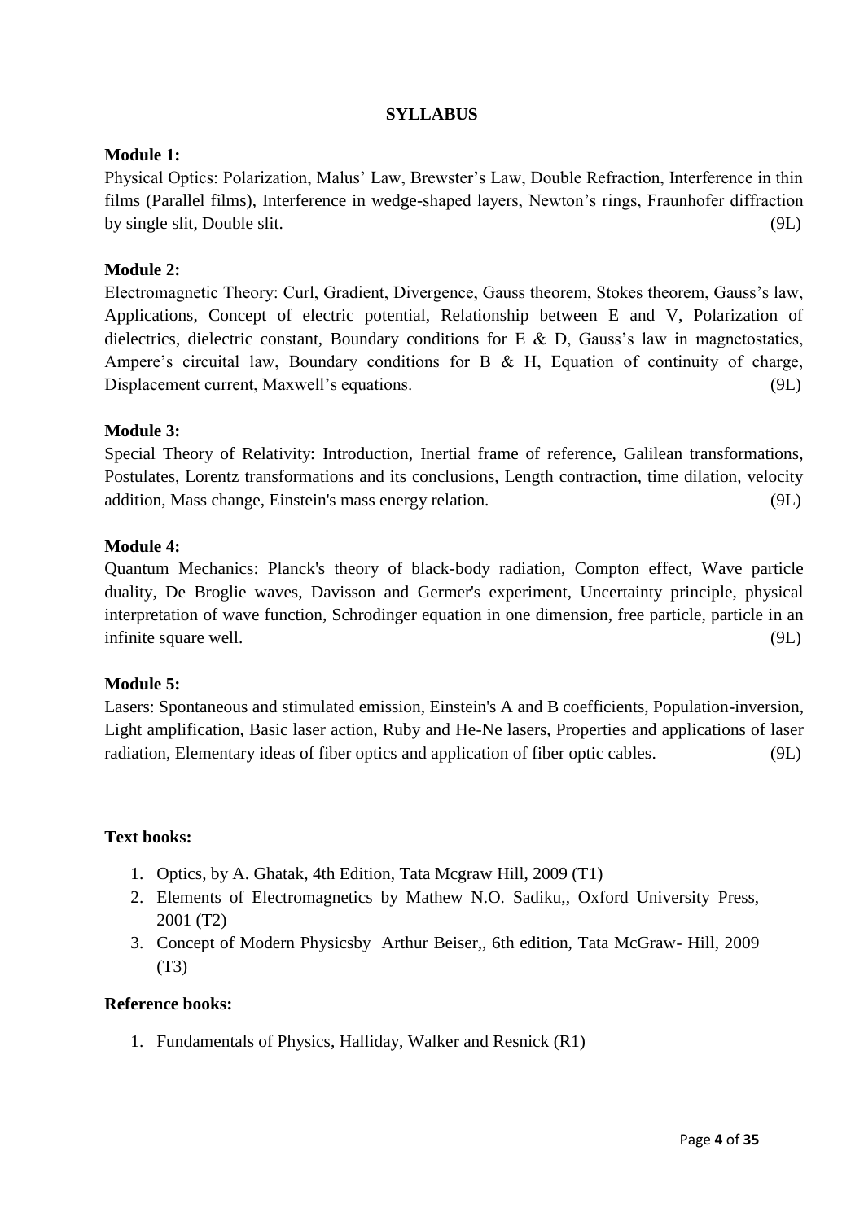# SYLLABUS

**Module 1:**

Physical Optics: Polarization, Malus' Law, Brewster's Law, Double Refraction, Interference in thin films (Parallel films), Interference in wedge-shaped layers, Newton's rings, Fraunhofer diffraction by single slit, Double slit. (9L)

**Module 2:**

Electromagnetic Theory: Curl, Gradient, Divergence, Gauss theorem, Stokes theorem, Gauss's law, Applications, Concept of electric potential, Relationship between E and V, Polarization of dielectrics, dielectric constant, Boundary conditions for E & D, Gauss's law in magnetostatics, Ampere's circuital law, Boundary conditions for B & H, Equation of continuity of charge, Displacement current, Maxwell's equations. (9L)

**Module 3:**

Special Theory of Relativity: Introduction, Inertial frame of reference, Galilean transformations, Postulates, Lorentz transformations and its conclusions, Length contraction, time dilation, velocity addition, Mass change, Einstein's mass energy relation. (9L)

**Module 4:**

Quantum Mechanics: Planck's theory of black-body radiation, Compton effect, Wave particle duality, De Broglie waves, Davisson and Germer's experiment, Uncertainty principle, physical interpretation of wave function, Schrodinger equation in one dimension, free particle, particle in an infinite square well. (9L)

**Module 5:**

Lasers: Spontaneous and stimulated emission, Einstein's A and B coefficients, Population-inversion, Light amplification, Basic laser action, Ruby and He-Ne lasers, Properties and applications of laser radiation, Elementary ideas of fiber optics and application of fiber optic cables. (9L)

**Text books:**

1. Optics, by A. Ghatak, 4th Edition, Tata Mcgraw Hill, 2009 (T1)
2. Elements of Electromagnetics by Mathew N.O. Sadiku,, Oxford University Press, 2001 (T2)
3. Concept of Modern Physicsby Arthur Beiser,, 6th edition, Tata McGraw- Hill, 2009 (T3)

**Reference books:**

1. Fundamentals of Physics, Halliday, Walker and Resnick (R1)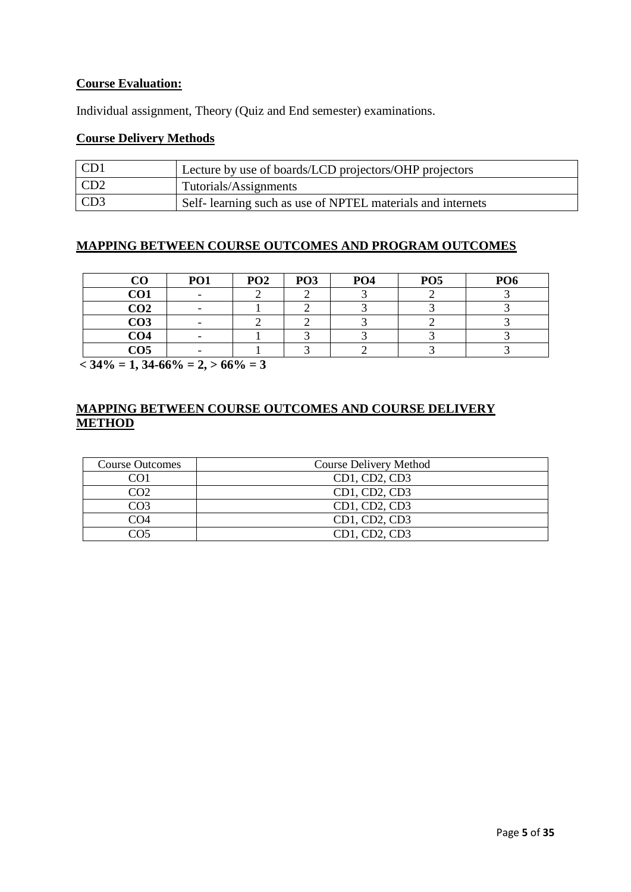**Course Evaluation:**

Individual assignment, Theory (Quiz and End semester) examinations.

**Course Delivery Methods**

| | |
|---|---|
| CD1 | Lecture by use of boards/LCD projectors/OHP projectors |
| CD2 | Tutorials/Assignments |
| CD3 | Self- learning such as use of NPTEL materials and internets |

## MAPPING BETWEEN COURSE OUTCOMES AND PROGRAM OUTCOMES

| CO | PO1 | PO2 | PO3 | PO4 | PO5 | PO6 |
|---|---|---|---|---|---|---|
| **CO1** | - | 2 | 2 | 3 | 2 | 3 |
| **CO2** | - | 1 | 2 | 3 | 3 | 3 |
| **CO3** | - | 2 | 2 | 3 | 2 | 3 |
| **CO4** | - | 1 | 3 | 3 | 3 | 3 |
| **CO5** | - | 1 | 3 | 2 | 3 | 3 |

**< 34% = 1, 34-66% = 2, > 66% = 3**

## MAPPING BETWEEN COURSE OUTCOMES AND COURSE DELIVERY METHOD

| Course Outcomes | Course Delivery Method |
|---|---|
| CO1 | CD1, CD2, CD3 |
| CO2 | CD1, CD2, CD3 |
| CO3 | CD1, CD2, CD3 |
| CO4 | CD1, CD2, CD3 |
| CO5 | CD1, CD2, CD3 |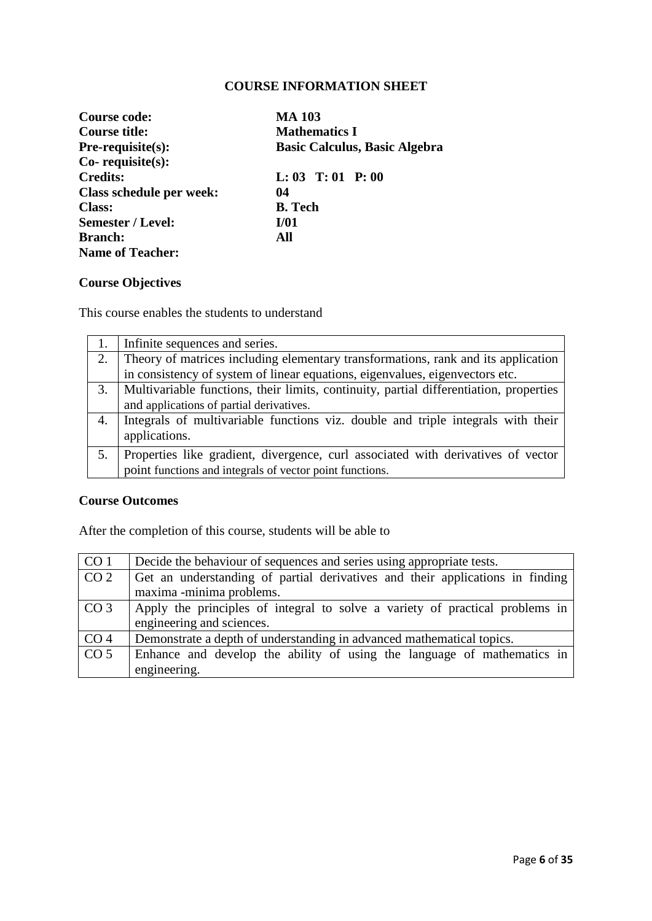## COURSE INFORMATION SHEET

| | |
|---|---|
| **Course code:** | **MA 103** |
| **Course title:** | **Mathematics I** |
| **Pre-requisite(s):** | **Basic Calculus, Basic Algebra** |
| **Co- requisite(s):** | |
| **Credits:** | **L: 03 T: 01 P: 00** |
| **Class schedule per week:** | **04** |
| **Class:** | **B. Tech** |
| **Semester / Level:** | **I/01** |
| **Branch:** | **All** |
| **Name of Teacher:** | |

### Course Objectives

This course enables the students to understand

| | |
|---|---|
| 1. | Infinite sequences and series. |
| 2. | Theory of matrices including elementary transformations, rank and its application in consistency of system of linear equations, eigenvalues, eigenvectors etc. |
| 3. | Multivariable functions, their limits, continuity, partial differentiation, properties and applications of partial derivatives. |
| 4. | Integrals of multivariable functions viz. double and triple integrals with their applications. |
| 5. | Properties like gradient, divergence, curl associated with derivatives of vector point functions and integrals of vector point functions. |

### Course Outcomes

After the completion of this course, students will be able to

| | |
|---|---|
| CO 1 | Decide the behaviour of sequences and series using appropriate tests. |
| CO 2 | Get an understanding of partial derivatives and their applications in finding maxima -minima problems. |
| CO 3 | Apply the principles of integral to solve a variety of practical problems in engineering and sciences. |
| CO 4 | Demonstrate a depth of understanding in advanced mathematical topics. |
| CO 5 | Enhance and develop the ability of using the language of mathematics in engineering. |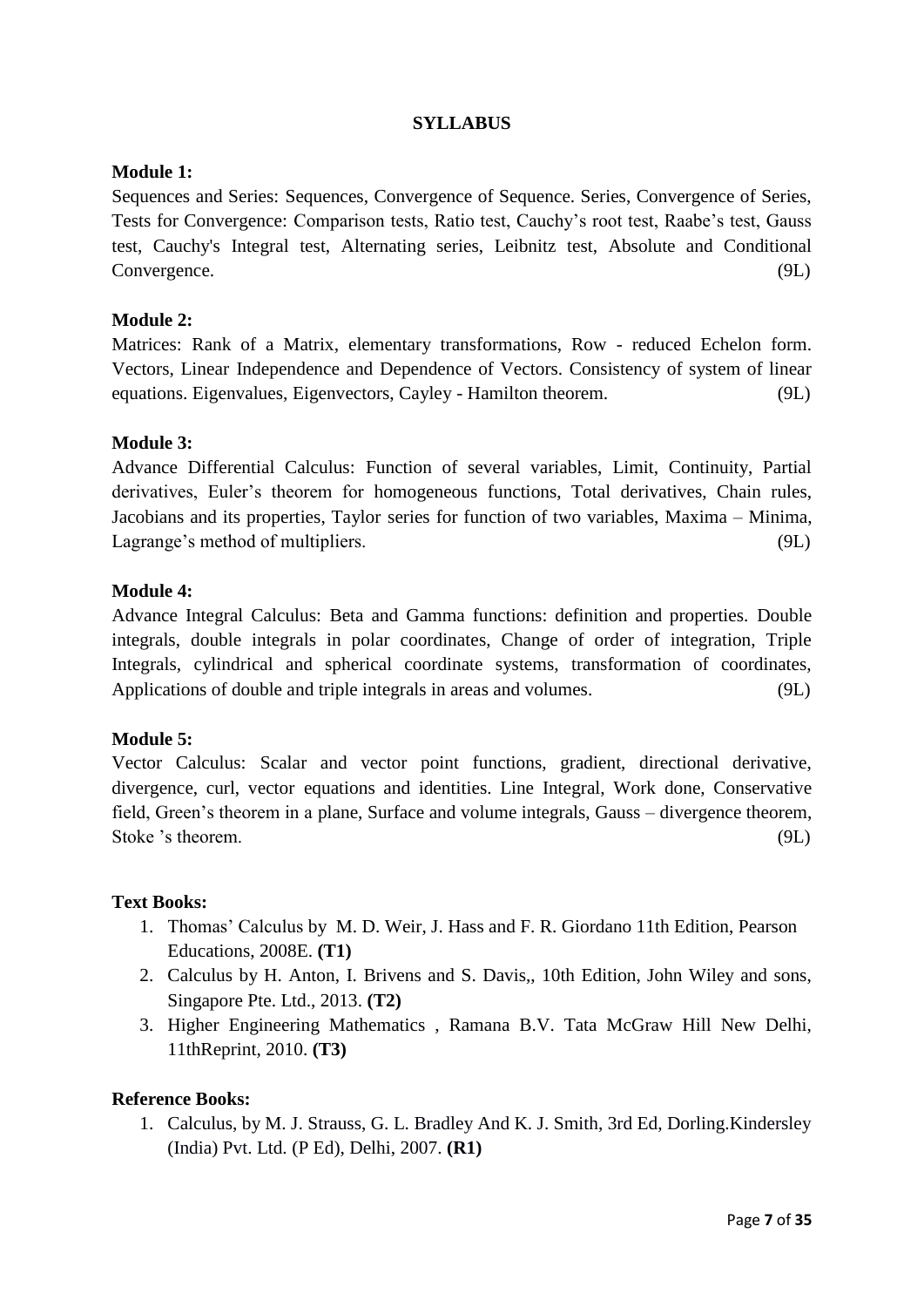# SYLLABUS

**Module 1:**

Sequences and Series: Sequences, Convergence of Sequence. Series, Convergence of Series, Tests for Convergence: Comparison tests, Ratio test, Cauchy's root test, Raabe's test, Gauss test, Cauchy's Integral test, Alternating series, Leibnitz test, Absolute and Conditional Convergence. (9L)

**Module 2:**

Matrices: Rank of a Matrix, elementary transformations, Row - reduced Echelon form. Vectors, Linear Independence and Dependence of Vectors. Consistency of system of linear equations. Eigenvalues, Eigenvectors, Cayley - Hamilton theorem. (9L)

**Module 3:**

Advance Differential Calculus: Function of several variables, Limit, Continuity, Partial derivatives, Euler's theorem for homogeneous functions, Total derivatives, Chain rules, Jacobians and its properties, Taylor series for function of two variables, Maxima – Minima, Lagrange's method of multipliers. (9L)

**Module 4:**

Advance Integral Calculus: Beta and Gamma functions: definition and properties. Double integrals, double integrals in polar coordinates, Change of order of integration, Triple Integrals, cylindrical and spherical coordinate systems, transformation of coordinates, Applications of double and triple integrals in areas and volumes. (9L)

**Module 5:**

Vector Calculus: Scalar and vector point functions, gradient, directional derivative, divergence, curl, vector equations and identities. Line Integral, Work done, Conservative field, Green's theorem in a plane, Surface and volume integrals, Gauss – divergence theorem, Stoke 's theorem. (9L)

**Text Books:**

1. Thomas' Calculus by M. D. Weir, J. Hass and F. R. Giordano 11th Edition, Pearson Educations, 2008E. **(T1)**
2. Calculus by H. Anton, I. Brivens and S. Davis,, 10th Edition, John Wiley and sons, Singapore Pte. Ltd., 2013. **(T2)**
3. Higher Engineering Mathematics , Ramana B.V. Tata McGraw Hill New Delhi, 11thReprint, 2010. **(T3)**

**Reference Books:**

1. Calculus, by M. J. Strauss, G. L. Bradley And K. J. Smith, 3rd Ed, Dorling.Kindersley (India) Pvt. Ltd. (P Ed), Delhi, 2007. **(R1)**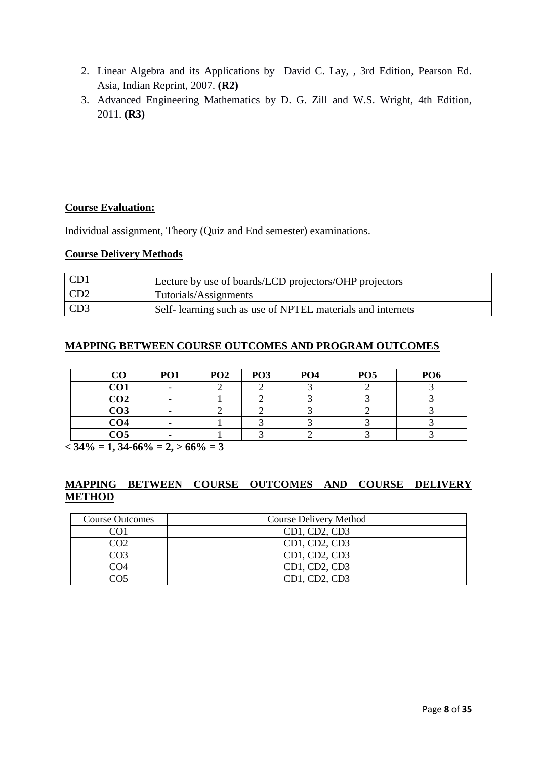2. Linear Algebra and its Applications by David C. Lay, , 3rd Edition, Pearson Ed. Asia, Indian Reprint, 2007. **(R2)**
3. Advanced Engineering Mathematics by D. G. Zill and W.S. Wright, 4th Edition, 2011. **(R3)**

## Course Evaluation:

Individual assignment, Theory (Quiz and End semester) examinations.

## Course Delivery Methods

| CD1 | Lecture by use of boards/LCD projectors/OHP projectors |
|---|---|
| CD2 | Tutorials/Assignments |
| CD3 | Self- learning such as use of NPTEL materials and internets |

## MAPPING BETWEEN COURSE OUTCOMES AND PROGRAM OUTCOMES

| CO | PO1 | PO2 | PO3 | PO4 | PO5 | PO6 |
|---|---|---|---|---|---|---|
| CO1 | - | 2 | 2 | 3 | 2 | 3 |
| CO2 | - | 1 | 2 | 3 | 3 | 3 |
| CO3 | - | 2 | 2 | 3 | 2 | 3 |
| CO4 | - | 1 | 3 | 3 | 3 | 3 |
| CO5 | - | 1 | 3 | 2 | 3 | 3 |

**< 34% = 1, 34-66% = 2, > 66% = 3**

## MAPPING BETWEEN COURSE OUTCOMES AND COURSE DELIVERY METHOD

| Course Outcomes | Course Delivery Method |
|---|---|
| CO1 | CD1, CD2, CD3 |
| CO2 | CD1, CD2, CD3 |
| CO3 | CD1, CD2, CD3 |
| CO4 | CD1, CD2, CD3 |
| CO5 | CD1, CD2, CD3 |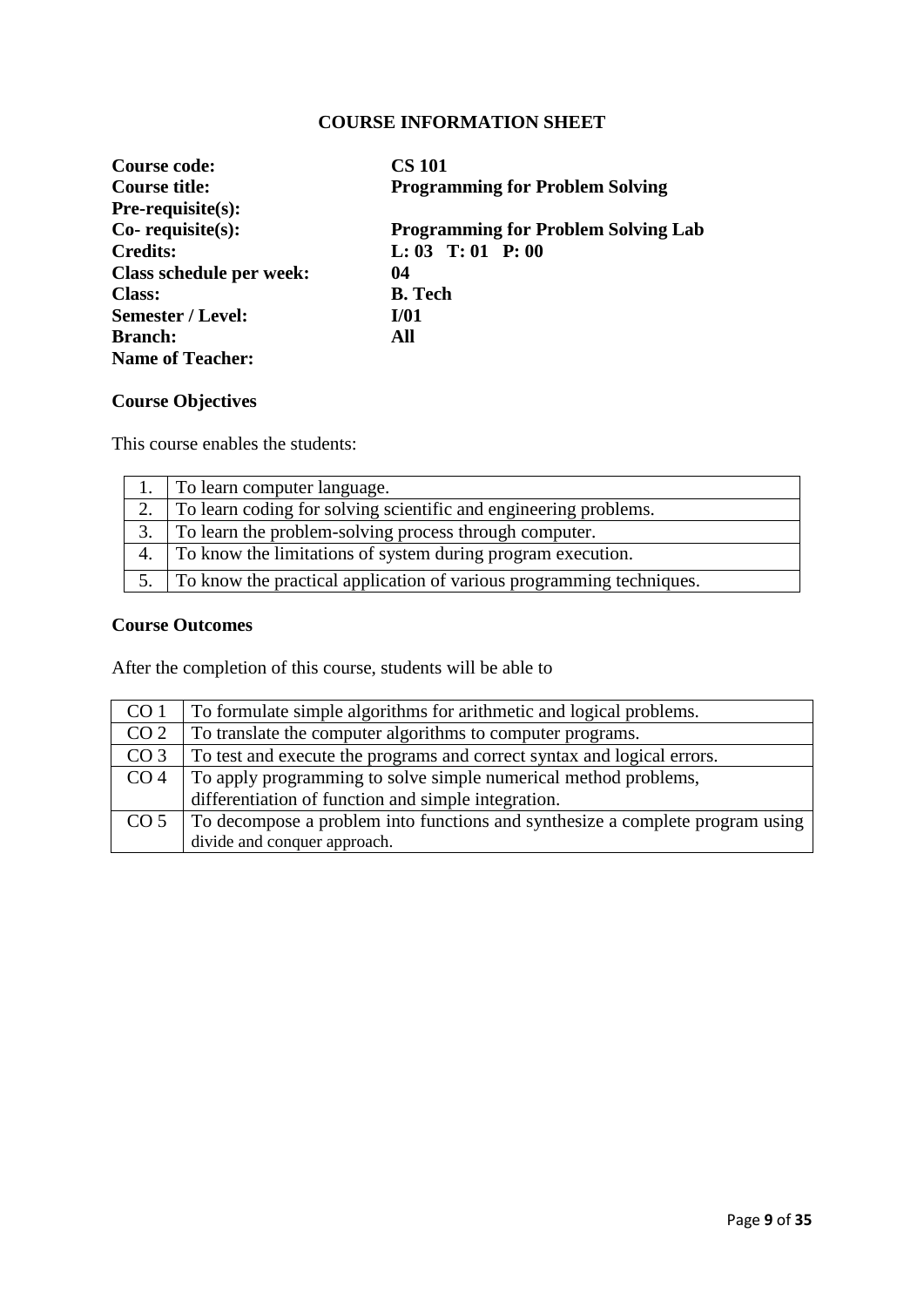## COURSE INFORMATION SHEET

**Course code:** **CS 101**
**Course title:** **Programming for Problem Solving**
**Pre-requisite(s):**
**Co- requisite(s):** **Programming for Problem Solving Lab**
**Credits:** **L: 03 T: 01 P: 00**
**Class schedule per week:** **04**
**Class:** **B. Tech**
**Semester / Level:** **I/01**
**Branch:** **All**
**Name of Teacher:**

### Course Objectives

This course enables the students:

| | |
|---|---|
| 1. | To learn computer language. |
| 2. | To learn coding for solving scientific and engineering problems. |
| 3. | To learn the problem-solving process through computer. |
| 4. | To know the limitations of system during program execution. |
| 5. | To know the practical application of various programming techniques. |

### Course Outcomes

After the completion of this course, students will be able to

| | |
|---|---|
| CO 1 | To formulate simple algorithms for arithmetic and logical problems. |
| CO 2 | To translate the computer algorithms to computer programs. |
| CO 3 | To test and execute the programs and correct syntax and logical errors. |
| CO 4 | To apply programming to solve simple numerical method problems, differentiation of function and simple integration. |
| CO 5 | To decompose a problem into functions and synthesize a complete program using divide and conquer approach. |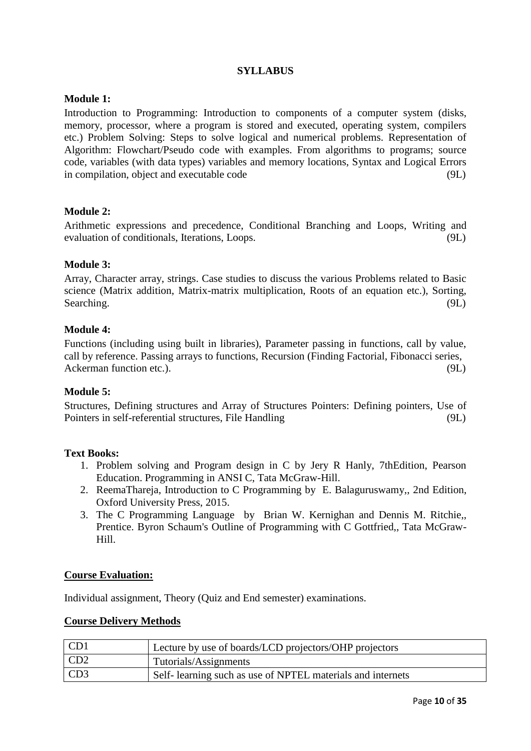## SYLLABUS

**Module 1:**

Introduction to Programming: Introduction to components of a computer system (disks, memory, processor, where a program is stored and executed, operating system, compilers etc.) Problem Solving: Steps to solve logical and numerical problems. Representation of Algorithm: Flowchart/Pseudo code with examples. From algorithms to programs; source code, variables (with data types) variables and memory locations, Syntax and Logical Errors in compilation, object and executable code (9L)

**Module 2:**

Arithmetic expressions and precedence, Conditional Branching and Loops, Writing and evaluation of conditionals, Iterations, Loops. (9L)

**Module 3:**

Array, Character array, strings. Case studies to discuss the various Problems related to Basic science (Matrix addition, Matrix-matrix multiplication, Roots of an equation etc.), Sorting, Searching. (9L)

**Module 4:**

Functions (including using built in libraries), Parameter passing in functions, call by value, call by reference. Passing arrays to functions, Recursion (Finding Factorial, Fibonacci series, Ackerman function etc.). (9L)

**Module 5:**

Structures, Defining structures and Array of Structures Pointers: Defining pointers, Use of Pointers in self-referential structures, File Handling (9L)

**Text Books:**

1. Problem solving and Program design in C by Jery R Hanly, 7thEdition, Pearson Education. Programming in ANSI C, Tata McGraw-Hill.
2. ReemaThareja, Introduction to C Programming by E. Balaguruswamy,, 2nd Edition, Oxford University Press, 2015.
3. The C Programming Language by Brian W. Kernighan and Dennis M. Ritchie,, Prentice. Byron Schaum's Outline of Programming with C Gottfried,, Tata McGraw-Hill.

**Course Evaluation:**

Individual assignment, Theory (Quiz and End semester) examinations.

**Course Delivery Methods**

| | |
|---|---|
| CD1 | Lecture by use of boards/LCD projectors/OHP projectors |
| CD2 | Tutorials/Assignments |
| CD3 | Self- learning such as use of NPTEL materials and internets |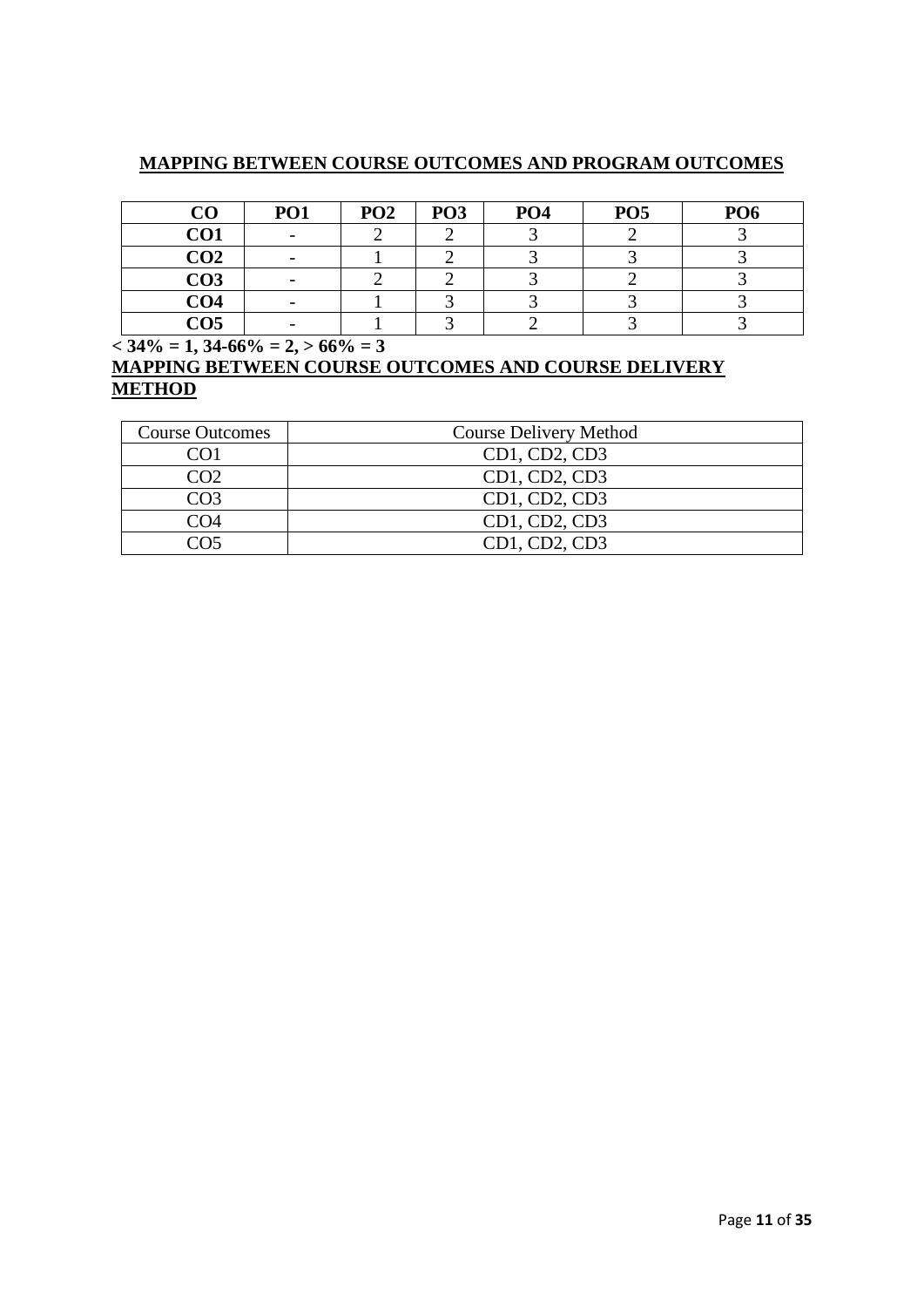## MAPPING BETWEEN COURSE OUTCOMES AND PROGRAM OUTCOMES

| CO | PO1 | PO2 | PO3 | PO4 | PO5 | PO6 |
|---|---|---|---|---|---|---|
| CO1 | - | 2 | 2 | 3 | 2 | 3 |
| CO2 | - | 1 | 2 | 3 | 3 | 3 |
| CO3 | - | 2 | 2 | 3 | 2 | 3 |
| CO4 | - | 1 | 3 | 3 | 3 | 3 |
| CO5 | - | 1 | 3 | 2 | 3 | 3 |

**< 34% = 1, 34-66% = 2, > 66% = 3**

## MAPPING BETWEEN COURSE OUTCOMES AND COURSE DELIVERY METHOD

| Course Outcomes | Course Delivery Method |
|---|---|
| CO1 | CD1, CD2, CD3 |
| CO2 | CD1, CD2, CD3 |
| CO3 | CD1, CD2, CD3 |
| CO4 | CD1, CD2, CD3 |
| CO5 | CD1, CD2, CD3 |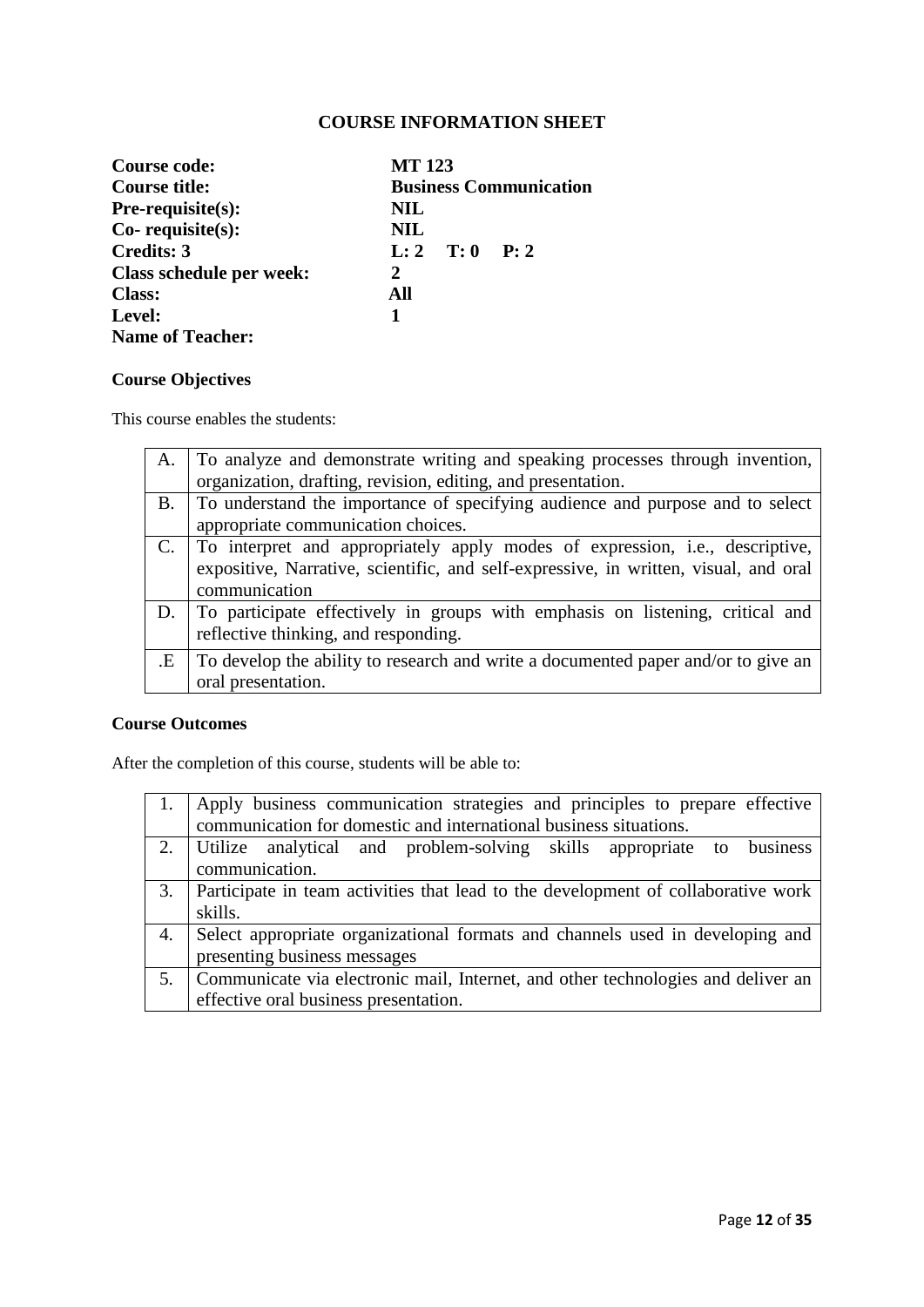## COURSE INFORMATION SHEET

| | |
|---|---|
| **Course code:** | **MT 123** |
| **Course title:** | **Business Communication** |
| **Pre-requisite(s):** | **NIL** |
| **Co- requisite(s):** | **NIL** |
| **Credits: 3** | **L: 2 T: 0 P: 2** |
| **Class schedule per week:** | **2** |
| **Class:** | **All** |
| **Level:** | **1** |
| **Name of Teacher:** | |

### Course Objectives

This course enables the students:

| | |
|---|---|
| A. | To analyze and demonstrate writing and speaking processes through invention, organization, drafting, revision, editing, and presentation. |
| B. | To understand the importance of specifying audience and purpose and to select appropriate communication choices. |
| C. | To interpret and appropriately apply modes of expression, i.e., descriptive, expositive, Narrative, scientific, and self-expressive, in written, visual, and oral communication |
| D. | To participate effectively in groups with emphasis on listening, critical and reflective thinking, and responding. |
| .E | To develop the ability to research and write a documented paper and/or to give an oral presentation. |

### Course Outcomes

After the completion of this course, students will be able to:

| | |
|---|---|
| 1. | Apply business communication strategies and principles to prepare effective communication for domestic and international business situations. |
| 2. | Utilize analytical and problem-solving skills appropriate to business communication. |
| 3. | Participate in team activities that lead to the development of collaborative work skills. |
| 4. | Select appropriate organizational formats and channels used in developing and presenting business messages |
| 5. | Communicate via electronic mail, Internet, and other technologies and deliver an effective oral business presentation. |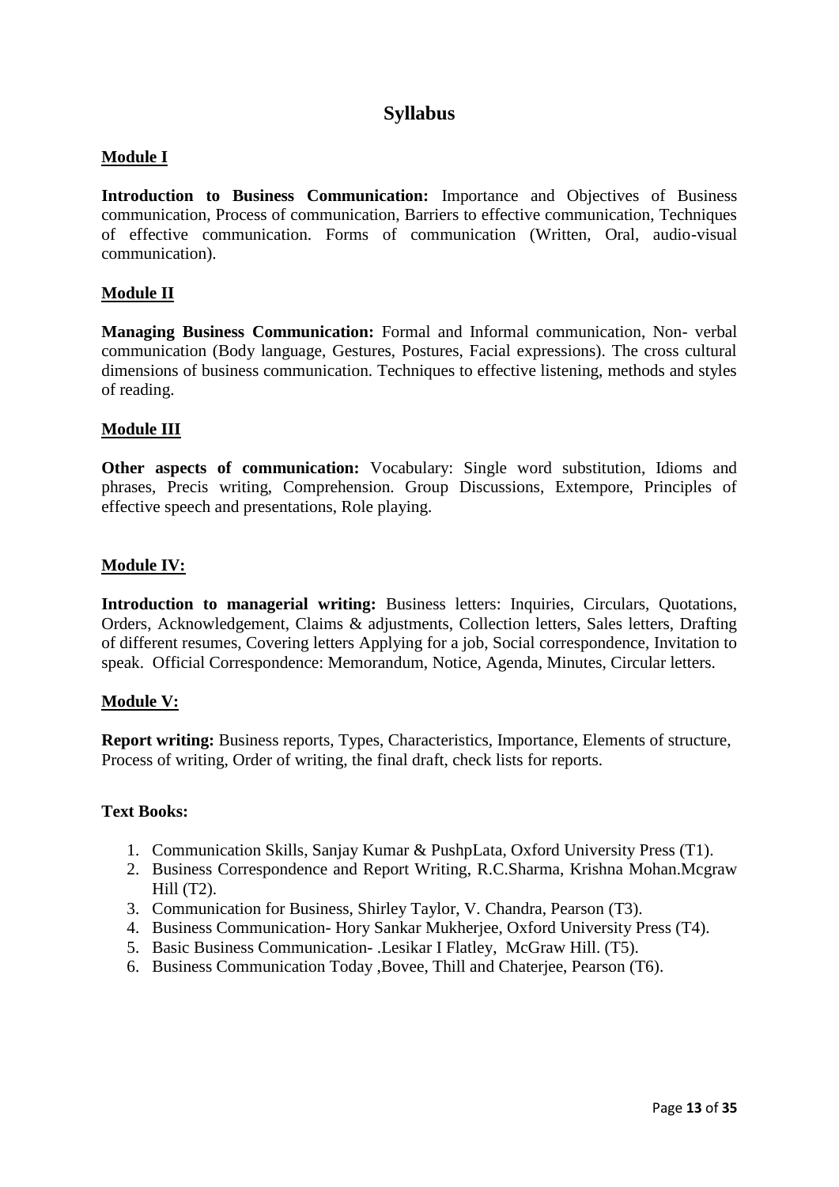# Syllabus

## Module I

**Introduction to Business Communication:** Importance and Objectives of Business communication, Process of communication, Barriers to effective communication, Techniques of effective communication. Forms of communication (Written, Oral, audio-visual communication).

## Module II

**Managing Business Communication:** Formal and Informal communication, Non- verbal communication (Body language, Gestures, Postures, Facial expressions). The cross cultural dimensions of business communication. Techniques to effective listening, methods and styles of reading.

## Module III

**Other aspects of communication:** Vocabulary: Single word substitution, Idioms and phrases, Precis writing, Comprehension. Group Discussions, Extempore, Principles of effective speech and presentations, Role playing.

## Module IV:

**Introduction to managerial writing:** Business letters: Inquiries, Circulars, Quotations, Orders, Acknowledgement, Claims & adjustments, Collection letters, Sales letters, Drafting of different resumes, Covering letters Applying for a job, Social correspondence, Invitation to speak. Official Correspondence: Memorandum, Notice, Agenda, Minutes, Circular letters.

## Module V:

**Report writing:** Business reports, Types, Characteristics, Importance, Elements of structure, Process of writing, Order of writing, the final draft, check lists for reports.

**Text Books:**

1. Communication Skills, Sanjay Kumar & PushpLata, Oxford University Press (T1).
2. Business Correspondence and Report Writing, R.C.Sharma, Krishna Mohan.Mcgraw Hill (T2).
3. Communication for Business, Shirley Taylor, V. Chandra, Pearson (T3).
4. Business Communication- Hory Sankar Mukherjee, Oxford University Press (T4).
5. Basic Business Communication- .Lesikar I Flatley, McGraw Hill. (T5).
6. Business Communication Today ,Bovee, Thill and Chaterjee, Pearson (T6).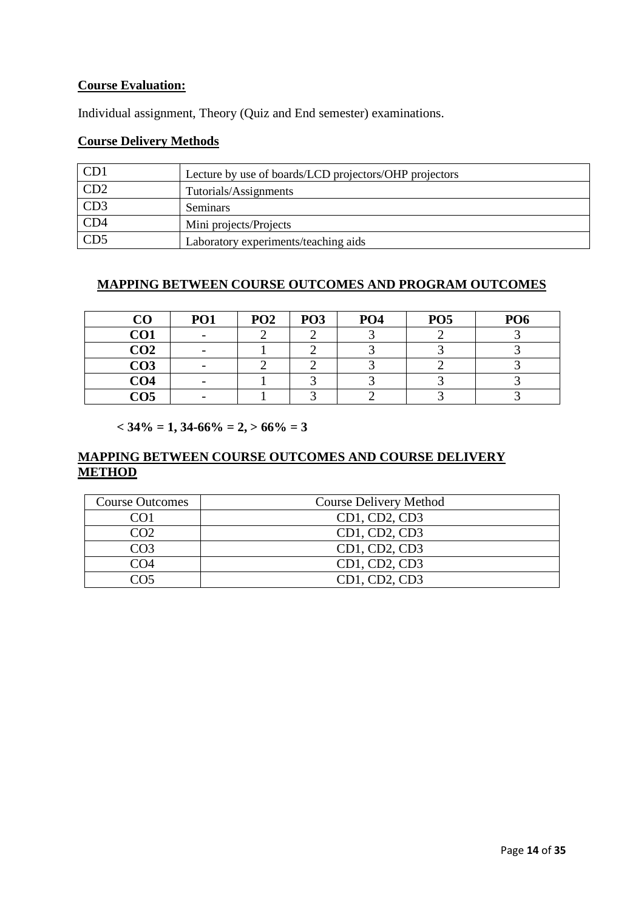**Course Evaluation:**

Individual assignment, Theory (Quiz and End semester) examinations.

**Course Delivery Methods**

| | |
|---|---|
| CD1 | Lecture by use of boards/LCD projectors/OHP projectors |
| CD2 | Tutorials/Assignments |
| CD3 | Seminars |
| CD4 | Mini projects/Projects |
| CD5 | Laboratory experiments/teaching aids |

**MAPPING BETWEEN COURSE OUTCOMES AND PROGRAM OUTCOMES**

| CO | PO1 | PO2 | PO3 | PO4 | PO5 | PO6 |
|---|---|---|---|---|---|---|
| CO1 | - | 2 | 2 | 3 | 2 | 3 |
| CO2 | - | 1 | 2 | 3 | 3 | 3 |
| CO3 | - | 2 | 2 | 3 | 2 | 3 |
| CO4 | - | 1 | 3 | 3 | 3 | 3 |
| CO5 | - | 1 | 3 | 2 | 3 | 3 |

**< 34% = 1, 34-66% = 2, > 66% = 3**

**MAPPING BETWEEN COURSE OUTCOMES AND COURSE DELIVERY METHOD**

| Course Outcomes | Course Delivery Method |
|---|---|
| CO1 | CD1, CD2, CD3 |
| CO2 | CD1, CD2, CD3 |
| CO3 | CD1, CD2, CD3 |
| CO4 | CD1, CD2, CD3 |
| CO5 | CD1, CD2, CD3 |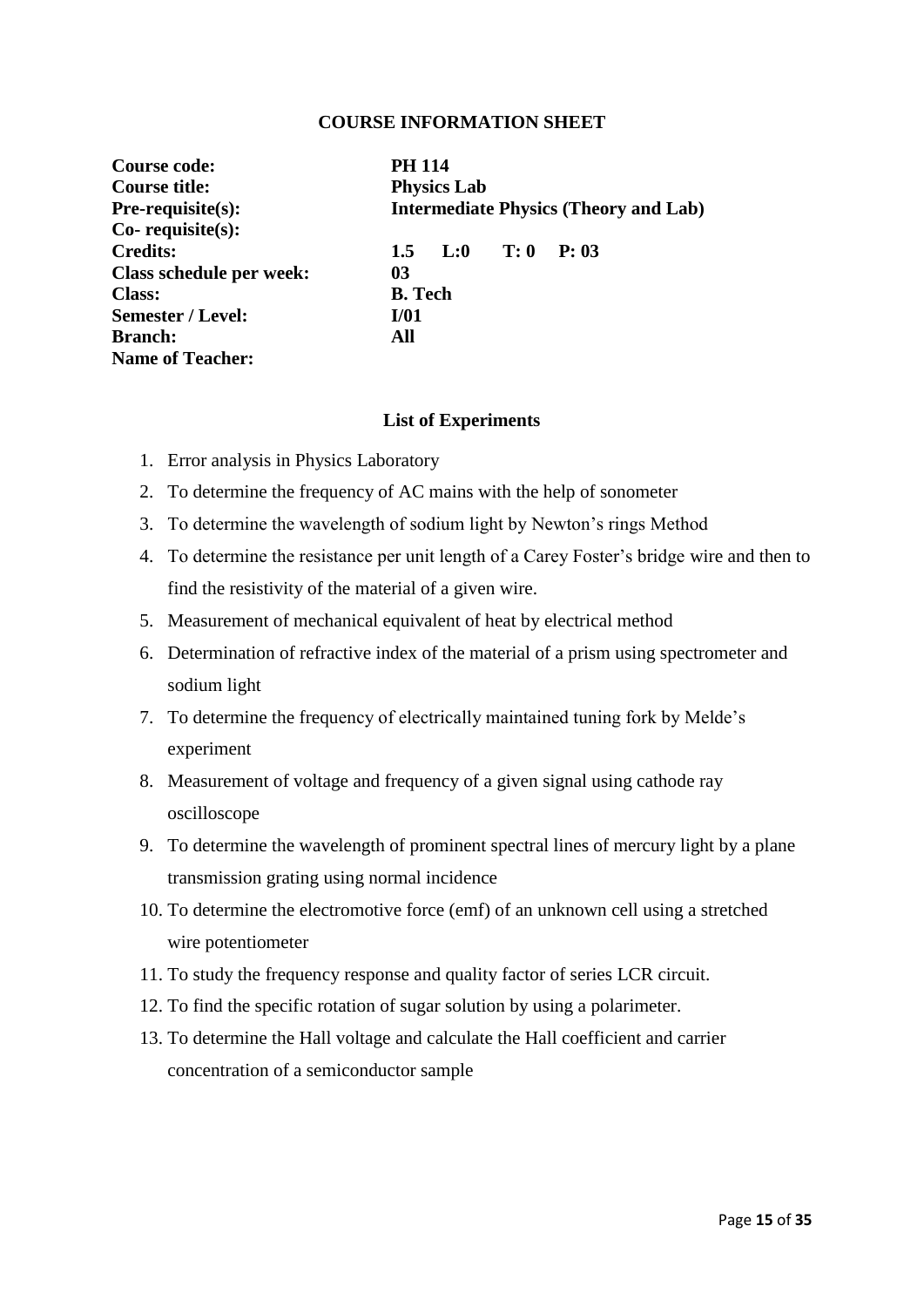## COURSE INFORMATION SHEET

| | |
|---|---|
| **Course code:** | **PH 114** |
| **Course title:** | **Physics Lab** |
| **Pre-requisite(s):** | **Intermediate Physics (Theory and Lab)** |
| **Co- requisite(s):** | |
| **Credits:** | **1.5 L:0 T: 0 P: 03** |
| **Class schedule per week:** | **03** |
| **Class:** | **B. Tech** |
| **Semester / Level:** | **I/01** |
| **Branch:** | **All** |
| **Name of Teacher:** | |

### List of Experiments

1. Error analysis in Physics Laboratory
2. To determine the frequency of AC mains with the help of sonometer
3. To determine the wavelength of sodium light by Newton's rings Method
4. To determine the resistance per unit length of a Carey Foster's bridge wire and then to find the resistivity of the material of a given wire.
5. Measurement of mechanical equivalent of heat by electrical method
6. Determination of refractive index of the material of a prism using spectrometer and sodium light
7. To determine the frequency of electrically maintained tuning fork by Melde's experiment
8. Measurement of voltage and frequency of a given signal using cathode ray oscilloscope
9. To determine the wavelength of prominent spectral lines of mercury light by a plane transmission grating using normal incidence
10. To determine the electromotive force (emf) of an unknown cell using a stretched wire potentiometer
11. To study the frequency response and quality factor of series LCR circuit.
12. To find the specific rotation of sugar solution by using a polarimeter.
13. To determine the Hall voltage and calculate the Hall coefficient and carrier concentration of a semiconductor sample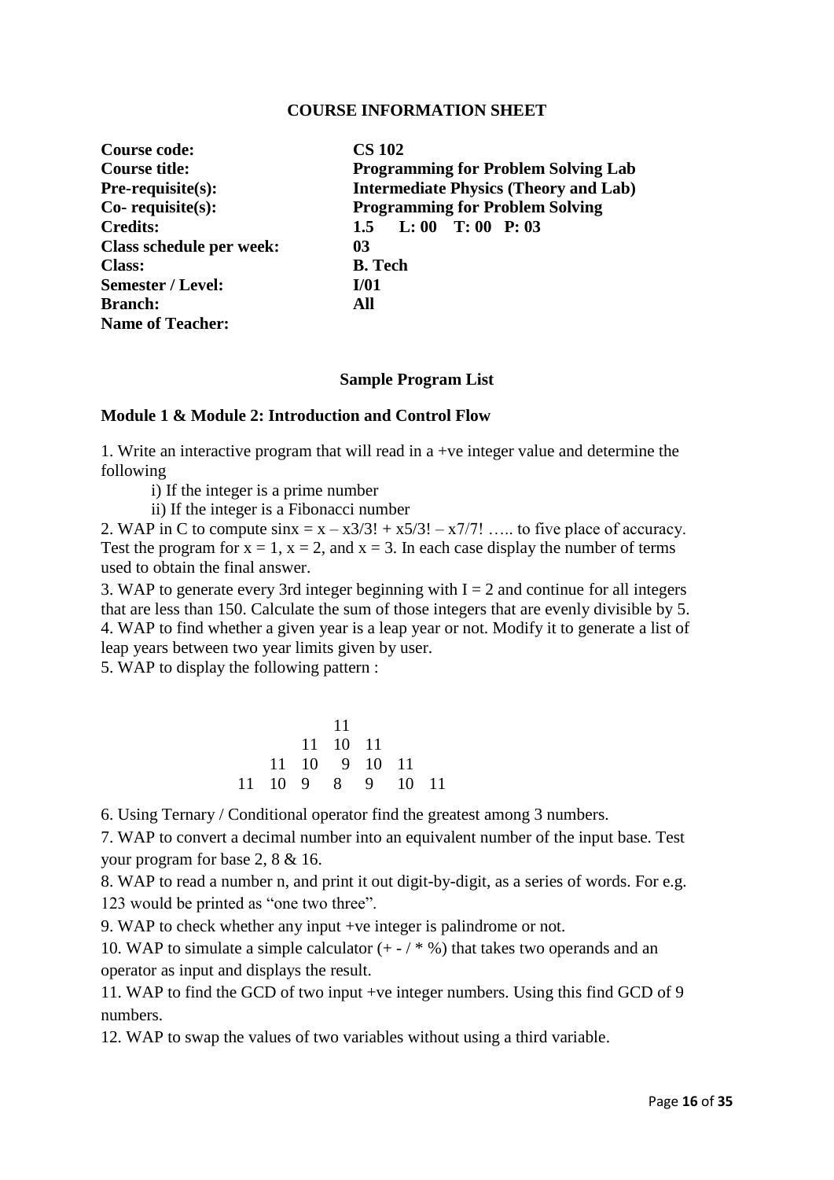## COURSE INFORMATION SHEET

| | |
|---|---|
| **Course code:** | **CS 102** |
| **Course title:** | **Programming for Problem Solving Lab** |
| **Pre-requisite(s):** | **Intermediate Physics (Theory and Lab)** |
| **Co- requisite(s):** | **Programming for Problem Solving** |
| **Credits:** | **1.5 L: 00 T: 00 P: 03** |
| **Class schedule per week:** | **03** |
| **Class:** | **B. Tech** |
| **Semester / Level:** | **I/01** |
| **Branch:** | **All** |
| **Name of Teacher:** | |

### Sample Program List

### Module 1 & Module 2: Introduction and Control Flow

1. Write an interactive program that will read in a +ve integer value and determine the following
   i) If the integer is a prime number
   ii) If the integer is a Fibonacci number
2. WAP in C to compute sinx = x – x3/3! + x5/3! – x7/7! ….. to five place of accuracy. Test the program for x = 1, x = 2, and x = 3. In each case display the number of terms used to obtain the final answer.
3. WAP to generate every 3rd integer beginning with I = 2 and continue for all integers that are less than 150. Calculate the sum of those integers that are evenly divisible by 5.
4. WAP to find whether a given year is a leap year or not. Modify it to generate a list of leap years between two year limits given by user.
5. WAP to display the following pattern :

```
            11
        11  10  11
    11  10   9  10  11
11  10   9   8   9  10  11
```

6. Using Ternary / Conditional operator find the greatest among 3 numbers.
7. WAP to convert a decimal number into an equivalent number of the input base. Test your program for base 2, 8 & 16.
8. WAP to read a number n, and print it out digit-by-digit, as a series of words. For e.g. 123 would be printed as "one two three".
9. WAP to check whether any input +ve integer is palindrome or not.
10. WAP to simulate a simple calculator (+ - / * %) that takes two operands and an operator as input and displays the result.
11. WAP to find the GCD of two input +ve integer numbers. Using this find GCD of 9 numbers.
12. WAP to swap the values of two variables without using a third variable.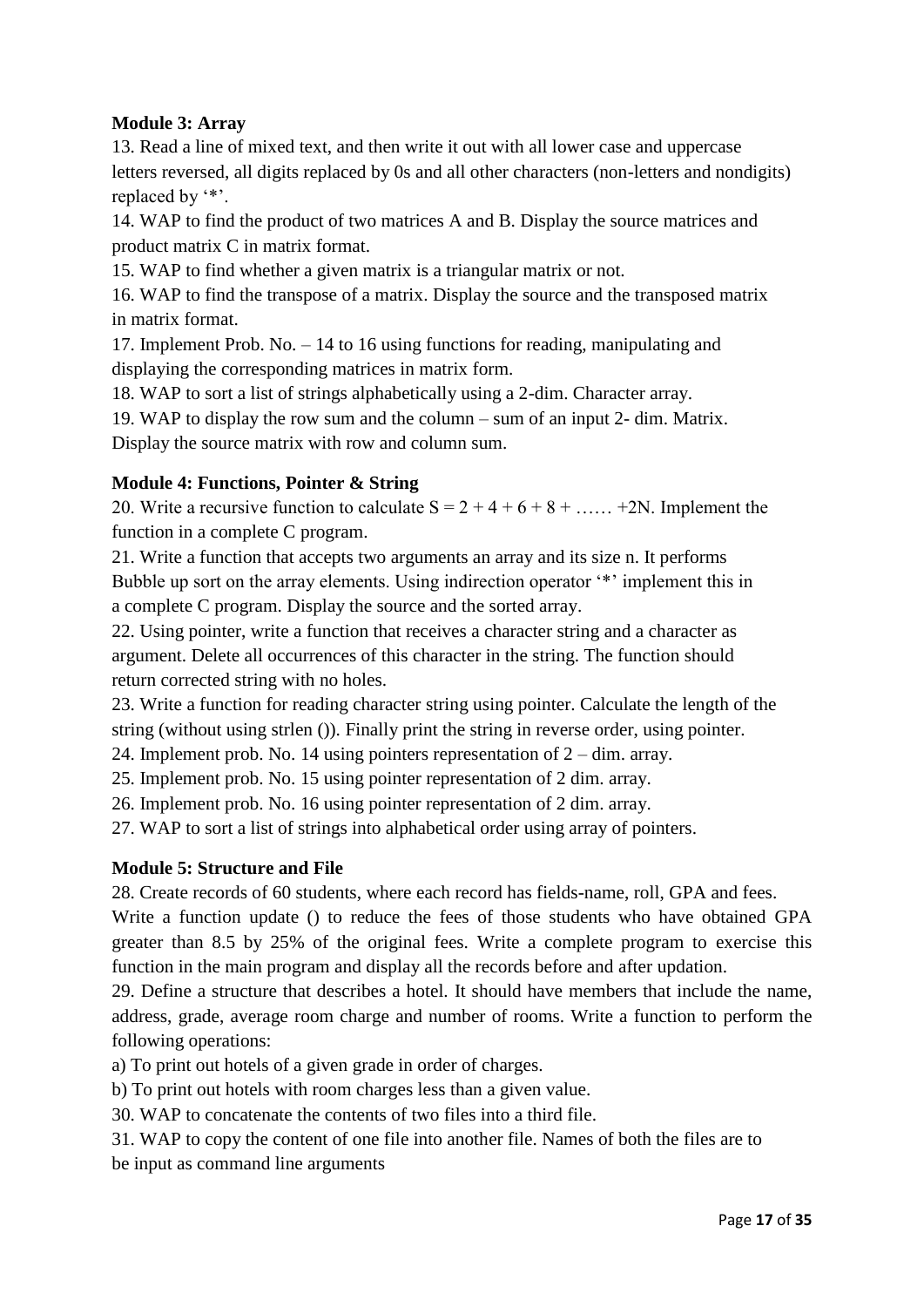**Module 3: Array**

13. Read a line of mixed text, and then write it out with all lower case and uppercase letters reversed, all digits replaced by 0s and all other characters (non-letters and nondigits) replaced by '*'.

14. WAP to find the product of two matrices A and B. Display the source matrices and product matrix C in matrix format.

15. WAP to find whether a given matrix is a triangular matrix or not.

16. WAP to find the transpose of a matrix. Display the source and the transposed matrix in matrix format.

17. Implement Prob. No. – 14 to 16 using functions for reading, manipulating and displaying the corresponding matrices in matrix form.

18. WAP to sort a list of strings alphabetically using a 2-dim. Character array.

19. WAP to display the row sum and the column – sum of an input 2- dim. Matrix. Display the source matrix with row and column sum.

**Module 4: Functions, Pointer & String**

20. Write a recursive function to calculate $S = 2 + 4 + 6 + 8 + \ldots\ldots + 2N$. Implement the function in a complete C program.

21. Write a function that accepts two arguments an array and its size n. It performs Bubble up sort on the array elements. Using indirection operator '*' implement this in a complete C program. Display the source and the sorted array.

22. Using pointer, write a function that receives a character string and a character as argument. Delete all occurrences of this character in the string. The function should return corrected string with no holes.

23. Write a function for reading character string using pointer. Calculate the length of the string (without using strlen ()). Finally print the string in reverse order, using pointer.

24. Implement prob. No. 14 using pointers representation of 2 – dim. array.

25. Implement prob. No. 15 using pointer representation of 2 dim. array.

26. Implement prob. No. 16 using pointer representation of 2 dim. array.

27. WAP to sort a list of strings into alphabetical order using array of pointers.

**Module 5: Structure and File**

28. Create records of 60 students, where each record has fields-name, roll, GPA and fees. Write a function update () to reduce the fees of those students who have obtained GPA greater than 8.5 by 25% of the original fees. Write a complete program to exercise this function in the main program and display all the records before and after updation.

29. Define a structure that describes a hotel. It should have members that include the name, address, grade, average room charge and number of rooms. Write a function to perform the following operations:

a) To print out hotels of a given grade in order of charges.

b) To print out hotels with room charges less than a given value.

30. WAP to concatenate the contents of two files into a third file.

31. WAP to copy the content of one file into another file. Names of both the files are to be input as command line arguments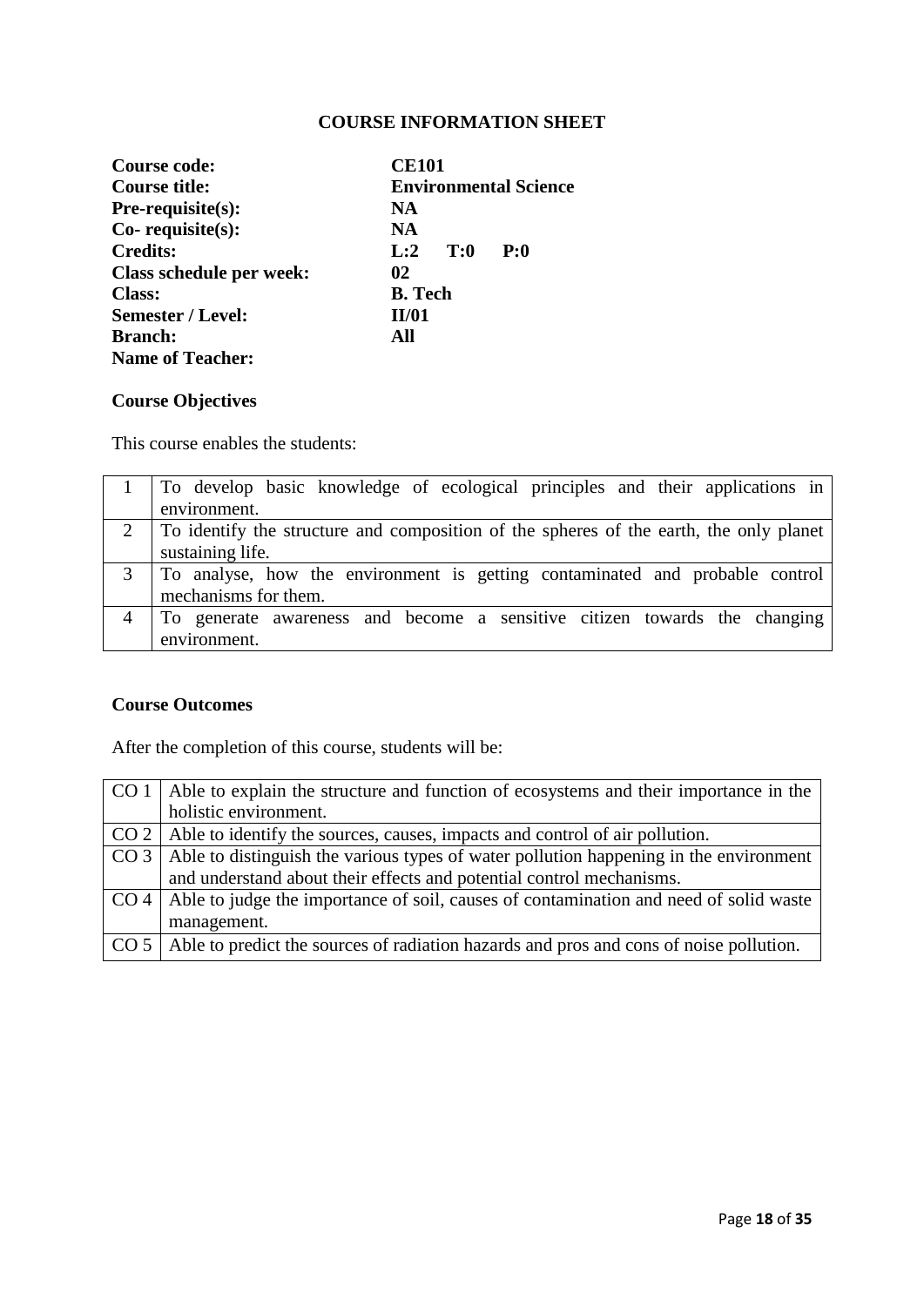## COURSE INFORMATION SHEET

**Course code:** **CE101**
**Course title:** **Environmental Science**
**Pre-requisite(s):** **NA**
**Co- requisite(s):** **NA**
**Credits:** **L:2 T:0 P:0**
**Class schedule per week:** **02**
**Class:** **B. Tech**
**Semester / Level:** **II/01**
**Branch:** **All**
**Name of Teacher:**

### Course Objectives

This course enables the students:

| | |
|---|---|
| 1 | To develop basic knowledge of ecological principles and their applications in environment. |
| 2 | To identify the structure and composition of the spheres of the earth, the only planet sustaining life. |
| 3 | To analyse, how the environment is getting contaminated and probable control mechanisms for them. |
| 4 | To generate awareness and become a sensitive citizen towards the changing environment. |

### Course Outcomes

After the completion of this course, students will be:

| | |
|---|---|
| CO 1 | Able to explain the structure and function of ecosystems and their importance in the holistic environment. |
| CO 2 | Able to identify the sources, causes, impacts and control of air pollution. |
| CO 3 | Able to distinguish the various types of water pollution happening in the environment and understand about their effects and potential control mechanisms. |
| CO 4 | Able to judge the importance of soil, causes of contamination and need of solid waste management. |
| CO 5 | Able to predict the sources of radiation hazards and pros and cons of noise pollution. |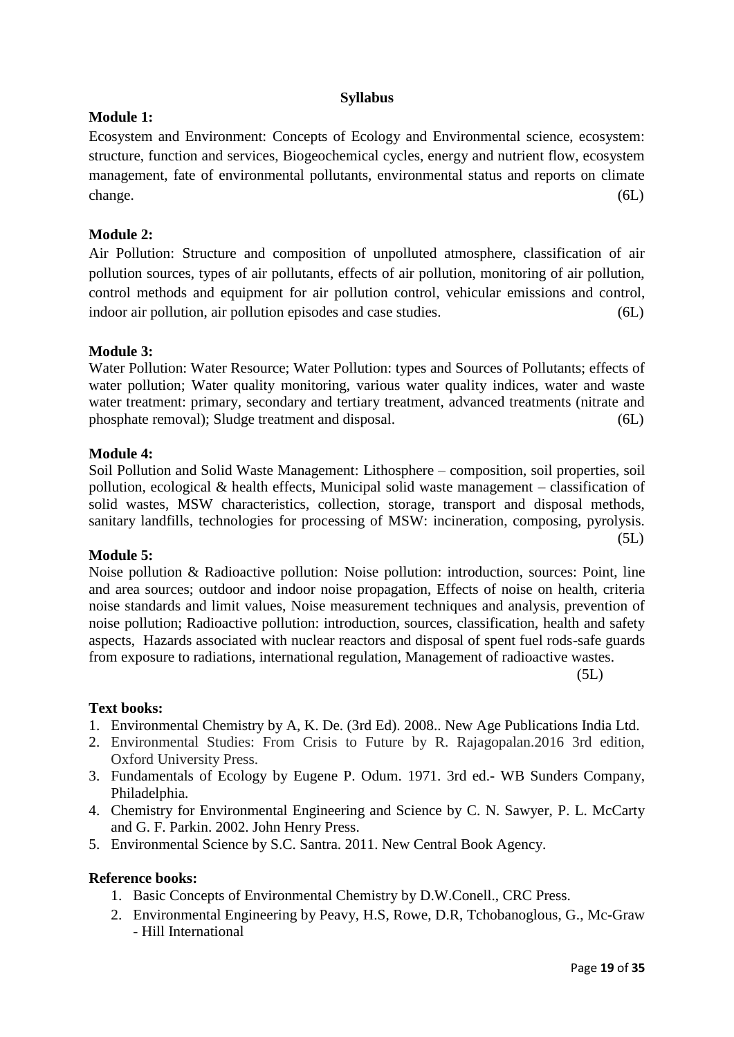## Syllabus

**Module 1:**

Ecosystem and Environment: Concepts of Ecology and Environmental science, ecosystem: structure, function and services, Biogeochemical cycles, energy and nutrient flow, ecosystem management, fate of environmental pollutants, environmental status and reports on climate change. (6L)

**Module 2:**

Air Pollution: Structure and composition of unpolluted atmosphere, classification of air pollution sources, types of air pollutants, effects of air pollution, monitoring of air pollution, control methods and equipment for air pollution control, vehicular emissions and control, indoor air pollution, air pollution episodes and case studies. (6L)

**Module 3:**

Water Pollution: Water Resource; Water Pollution: types and Sources of Pollutants; effects of water pollution; Water quality monitoring, various water quality indices, water and waste water treatment: primary, secondary and tertiary treatment, advanced treatments (nitrate and phosphate removal); Sludge treatment and disposal. (6L)

**Module 4:**

Soil Pollution and Solid Waste Management: Lithosphere – composition, soil properties, soil pollution, ecological & health effects, Municipal solid waste management – classification of solid wastes, MSW characteristics, collection, storage, transport and disposal methods, sanitary landfills, technologies for processing of MSW: incineration, composing, pyrolysis. (5L)

**Module 5:**

Noise pollution & Radioactive pollution: Noise pollution: introduction, sources: Point, line and area sources; outdoor and indoor noise propagation, Effects of noise on health, criteria noise standards and limit values, Noise measurement techniques and analysis, prevention of noise pollution; Radioactive pollution: introduction, sources, classification, health and safety aspects, Hazards associated with nuclear reactors and disposal of spent fuel rods-safe guards from exposure to radiations, international regulation, Management of radioactive wastes. (5L)

**Text books:**

1. Environmental Chemistry by A, K. De. (3rd Ed). 2008.. New Age Publications India Ltd.
2. Environmental Studies: From Crisis to Future by R. Rajagopalan.2016 3rd edition, Oxford University Press.
3. Fundamentals of Ecology by Eugene P. Odum. 1971. 3rd ed.- WB Sunders Company, Philadelphia.
4. Chemistry for Environmental Engineering and Science by C. N. Sawyer, P. L. McCarty and G. F. Parkin. 2002. John Henry Press.
5. Environmental Science by S.C. Santra. 2011. New Central Book Agency.

**Reference books:**

1. Basic Concepts of Environmental Chemistry by D.W.Conell., CRC Press.
2. Environmental Engineering by Peavy, H.S, Rowe, D.R, Tchobanoglous, G., Mc-Graw - Hill International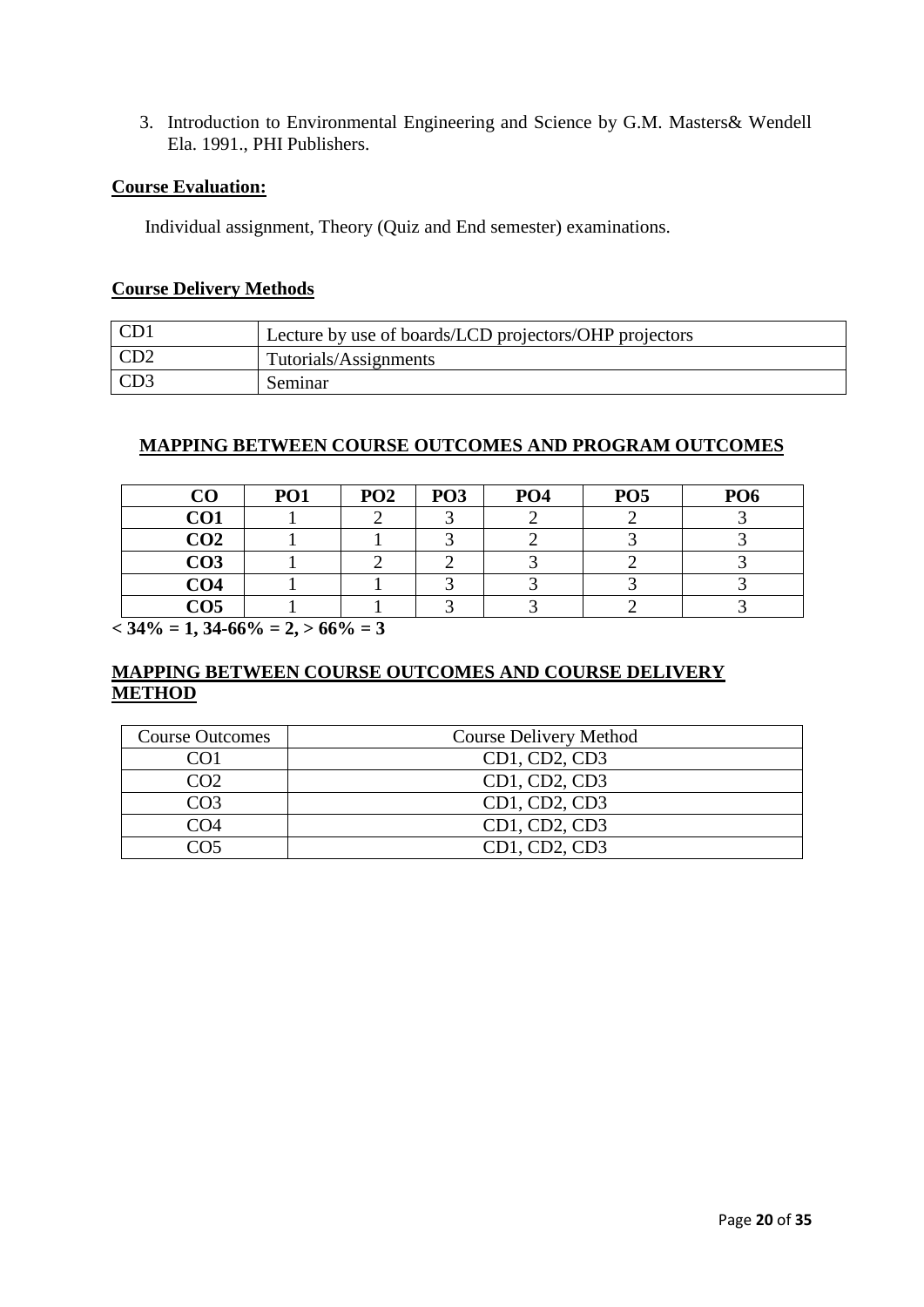3. Introduction to Environmental Engineering and Science by G.M. Masters& Wendell Ela. 1991., PHI Publishers.

**Course Evaluation:**

Individual assignment, Theory (Quiz and End semester) examinations.

**Course Delivery Methods**

| | |
|---|---|
| CD1 | Lecture by use of boards/LCD projectors/OHP projectors |
| CD2 | Tutorials/Assignments |
| CD3 | Seminar |

## MAPPING BETWEEN COURSE OUTCOMES AND PROGRAM OUTCOMES

| CO | PO1 | PO2 | PO3 | PO4 | PO5 | PO6 |
|---|---|---|---|---|---|---|
| CO1 | 1 | 2 | 3 | 2 | 2 | 3 |
| CO2 | 1 | 1 | 3 | 2 | 3 | 3 |
| CO3 | 1 | 2 | 2 | 3 | 2 | 3 |
| CO4 | 1 | 1 | 3 | 3 | 3 | 3 |
| CO5 | 1 | 1 | 3 | 3 | 2 | 3 |

**< 34% = 1, 34-66% = 2, > 66% = 3**

## MAPPING BETWEEN COURSE OUTCOMES AND COURSE DELIVERY METHOD

| Course Outcomes | Course Delivery Method |
|---|---|
| CO1 | CD1, CD2, CD3 |
| CO2 | CD1, CD2, CD3 |
| CO3 | CD1, CD2, CD3 |
| CO4 | CD1, CD2, CD3 |
| CO5 | CD1, CD2, CD3 |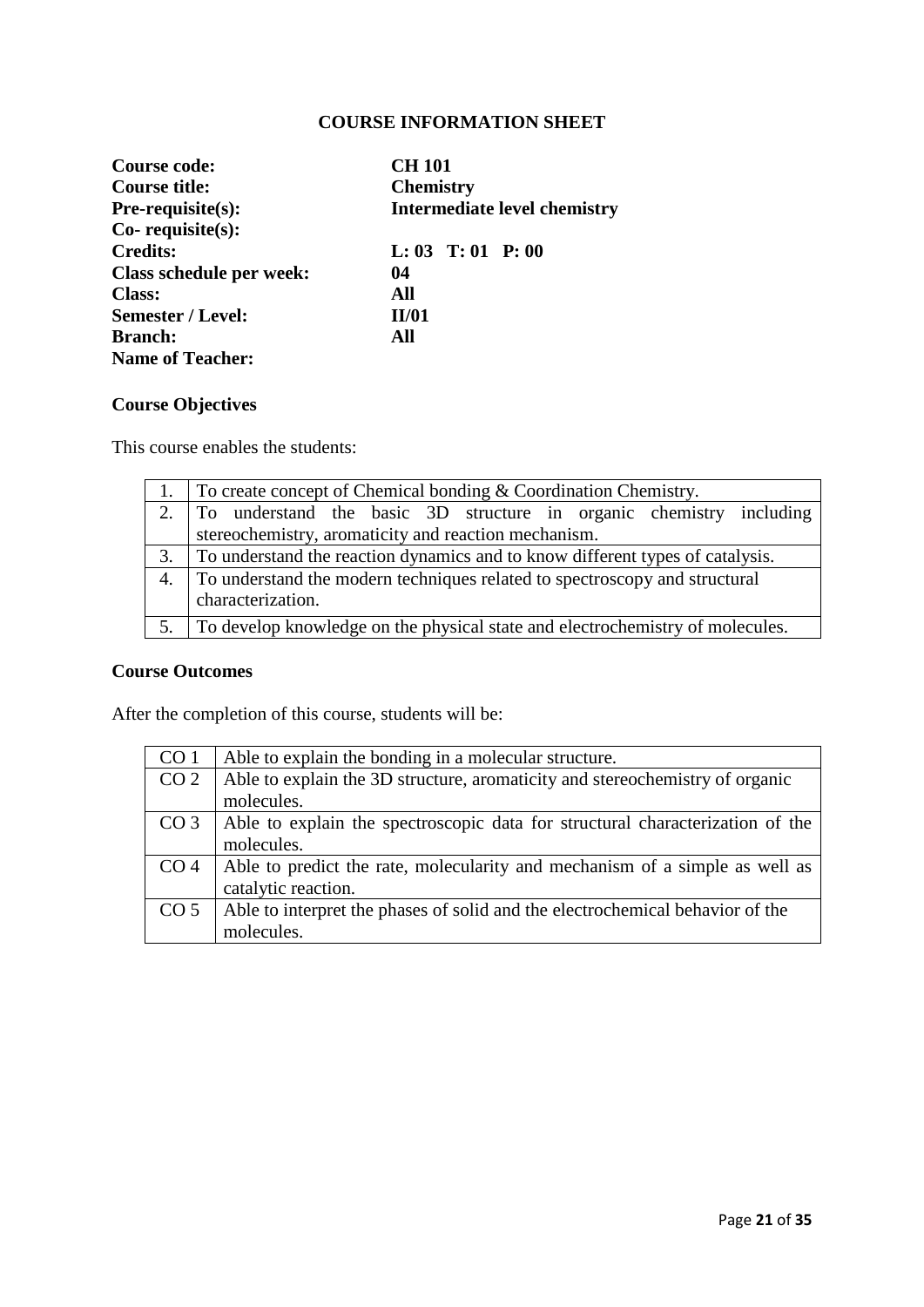## COURSE INFORMATION SHEET

| | |
|---|---|
| **Course code:** | **CH 101** |
| **Course title:** | **Chemistry** |
| **Pre-requisite(s):** | **Intermediate level chemistry** |
| **Co- requisite(s):** | |
| **Credits:** | **L: 03 T: 01 P: 00** |
| **Class schedule per week:** | **04** |
| **Class:** | **All** |
| **Semester / Level:** | **II/01** |
| **Branch:** | **All** |
| **Name of Teacher:** | |

### Course Objectives

This course enables the students:

| | |
|---|---|
| 1. | To create concept of Chemical bonding & Coordination Chemistry. |
| 2. | To understand the basic 3D structure in organic chemistry including stereochemistry, aromaticity and reaction mechanism. |
| 3. | To understand the reaction dynamics and to know different types of catalysis. |
| 4. | To understand the modern techniques related to spectroscopy and structural characterization. |
| 5. | To develop knowledge on the physical state and electrochemistry of molecules. |

### Course Outcomes

After the completion of this course, students will be:

| | |
|---|---|
| CO 1 | Able to explain the bonding in a molecular structure. |
| CO 2 | Able to explain the 3D structure, aromaticity and stereochemistry of organic molecules. |
| CO 3 | Able to explain the spectroscopic data for structural characterization of the molecules. |
| CO 4 | Able to predict the rate, molecularity and mechanism of a simple as well as catalytic reaction. |
| CO 5 | Able to interpret the phases of solid and the electrochemical behavior of the molecules. |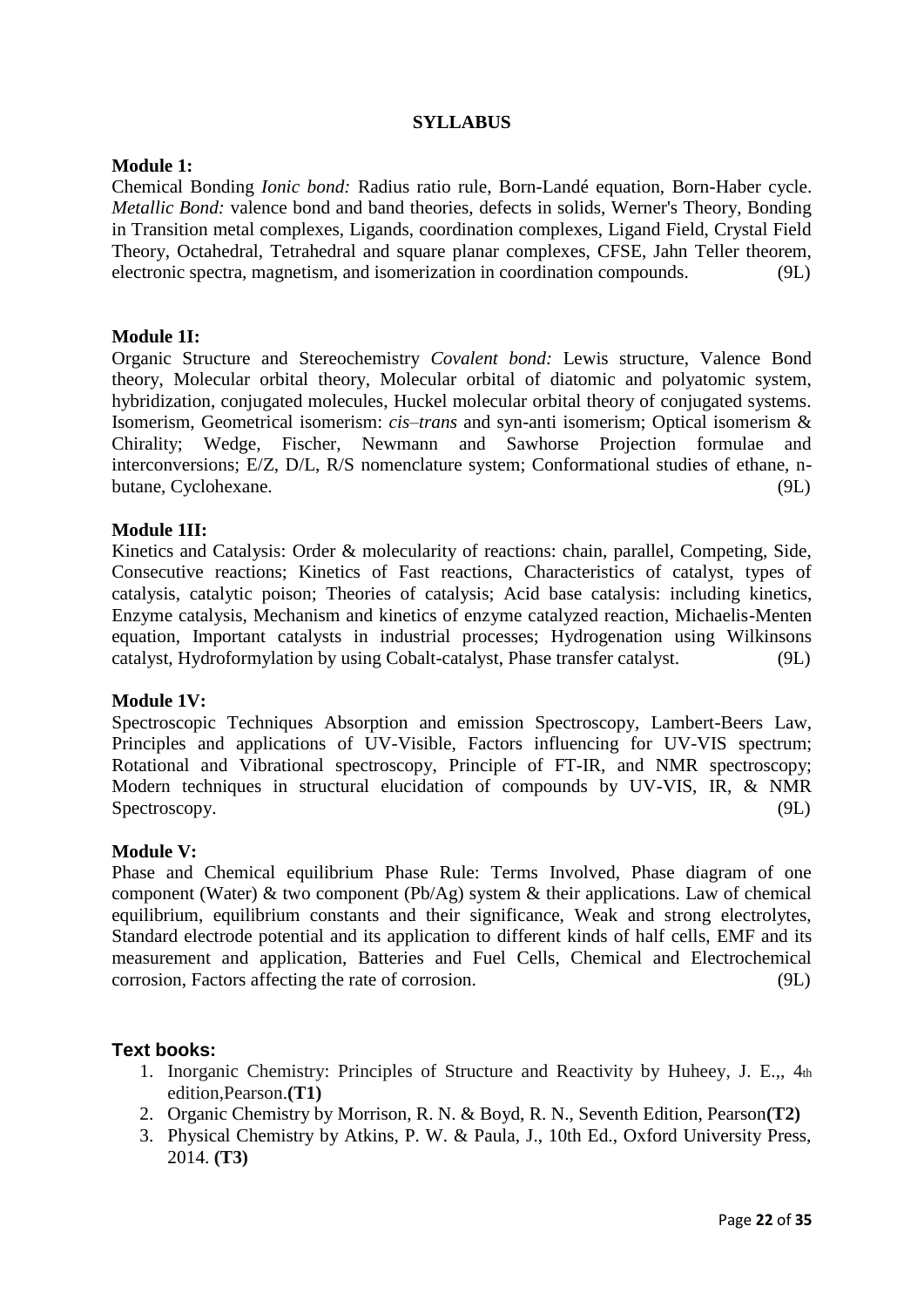**SYLLABUS**

**Module 1:**

Chemical Bonding *Ionic bond:* Radius ratio rule, Born-Landé equation, Born-Haber cycle. *Metallic Bond:* valence bond and band theories, defects in solids, Werner's Theory, Bonding in Transition metal complexes, Ligands, coordination complexes, Ligand Field, Crystal Field Theory, Octahedral, Tetrahedral and square planar complexes, CFSE, Jahn Teller theorem, electronic spectra, magnetism, and isomerization in coordination compounds. (9L)

**Module 1I:**

Organic Structure and Stereochemistry *Covalent bond:* Lewis structure, Valence Bond theory, Molecular orbital theory, Molecular orbital of diatomic and polyatomic system, hybridization, conjugated molecules, Huckel molecular orbital theory of conjugated systems. Isomerism, Geometrical isomerism: *cis–trans* and syn-anti isomerism; Optical isomerism & Chirality; Wedge, Fischer, Newmann and Sawhorse Projection formulae and interconversions; E/Z, D/L, R/S nomenclature system; Conformational studies of ethane, n-butane, Cyclohexane. (9L)

**Module 1II:**

Kinetics and Catalysis: Order & molecularity of reactions: chain, parallel, Competing, Side, Consecutive reactions; Kinetics of Fast reactions, Characteristics of catalyst, types of catalysis, catalytic poison; Theories of catalysis; Acid base catalysis: including kinetics, Enzyme catalysis, Mechanism and kinetics of enzyme catalyzed reaction, Michaelis-Menten equation, Important catalysts in industrial processes; Hydrogenation using Wilkinsons catalyst, Hydroformylation by using Cobalt-catalyst, Phase transfer catalyst. (9L)

**Module 1V:**

Spectroscopic Techniques Absorption and emission Spectroscopy, Lambert-Beers Law, Principles and applications of UV-Visible, Factors influencing for UV-VIS spectrum; Rotational and Vibrational spectroscopy, Principle of FT-IR, and NMR spectroscopy; Modern techniques in structural elucidation of compounds by UV-VIS, IR, & NMR Spectroscopy. (9L)

**Module V:**

Phase and Chemical equilibrium Phase Rule: Terms Involved, Phase diagram of one component (Water) & two component (Pb/Ag) system & their applications. Law of chemical equilibrium, equilibrium constants and their significance, Weak and strong electrolytes, Standard electrode potential and its application to different kinds of half cells, EMF and its measurement and application, Batteries and Fuel Cells, Chemical and Electrochemical corrosion, Factors affecting the rate of corrosion. (9L)

**Text books:**

1. Inorganic Chemistry: Principles of Structure and Reactivity by Huheey, J. E.,, 4th edition,Pearson.**(T1)**
2. Organic Chemistry by Morrison, R. N. & Boyd, R. N., Seventh Edition, Pearson**(T2)**
3. Physical Chemistry by Atkins, P. W. & Paula, J., 10th Ed., Oxford University Press, 2014. **(T3)**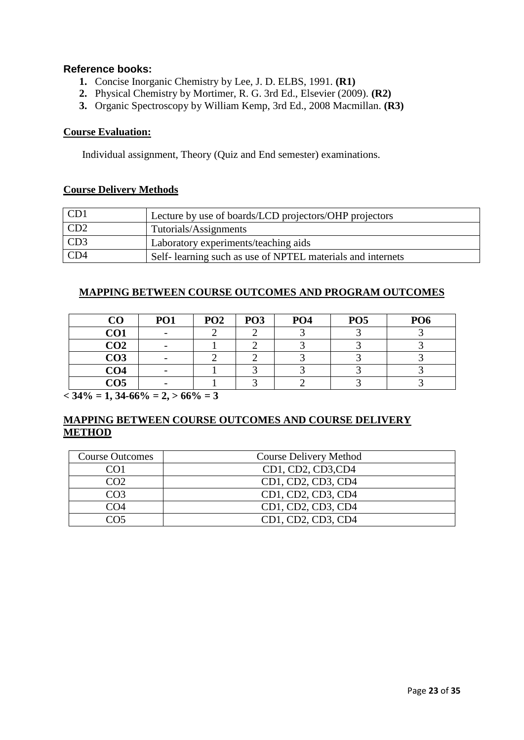### Reference books:

1. Concise Inorganic Chemistry by Lee, J. D. ELBS, 1991. **(R1)**
2. Physical Chemistry by Mortimer, R. G. 3rd Ed., Elsevier (2009). **(R2)**
3. Organic Spectroscopy by William Kemp, 3rd Ed., 2008 Macmillan. **(R3)**

**Course Evaluation:**

Individual assignment, Theory (Quiz and End semester) examinations.

**Course Delivery Methods**

| CD1 | Lecture by use of boards/LCD projectors/OHP projectors |
|---|---|
| CD2 | Tutorials/Assignments |
| CD3 | Laboratory experiments/teaching aids |
| CD4 | Self- learning such as use of NPTEL materials and internets |

**MAPPING BETWEEN COURSE OUTCOMES AND PROGRAM OUTCOMES**

| CO | PO1 | PO2 | PO3 | PO4 | PO5 | PO6 |
|---|---|---|---|---|---|---|
| **CO1** | - | 2 | 2 | 3 | 3 | 3 |
| **CO2** | - | 1 | 2 | 3 | 3 | 3 |
| **CO3** | - | 2 | 2 | 3 | 3 | 3 |
| **CO4** | - | 1 | 3 | 3 | 3 | 3 |
| **CO5** | - | 1 | 3 | 2 | 3 | 3 |

**< 34% = 1, 34-66% = 2, > 66% = 3**

**MAPPING BETWEEN COURSE OUTCOMES AND COURSE DELIVERY METHOD**

| Course Outcomes | Course Delivery Method |
|---|---|
| CO1 | CD1, CD2, CD3,CD4 |
| CO2 | CD1, CD2, CD3, CD4 |
| CO3 | CD1, CD2, CD3, CD4 |
| CO4 | CD1, CD2, CD3, CD4 |
| CO5 | CD1, CD2, CD3, CD4 |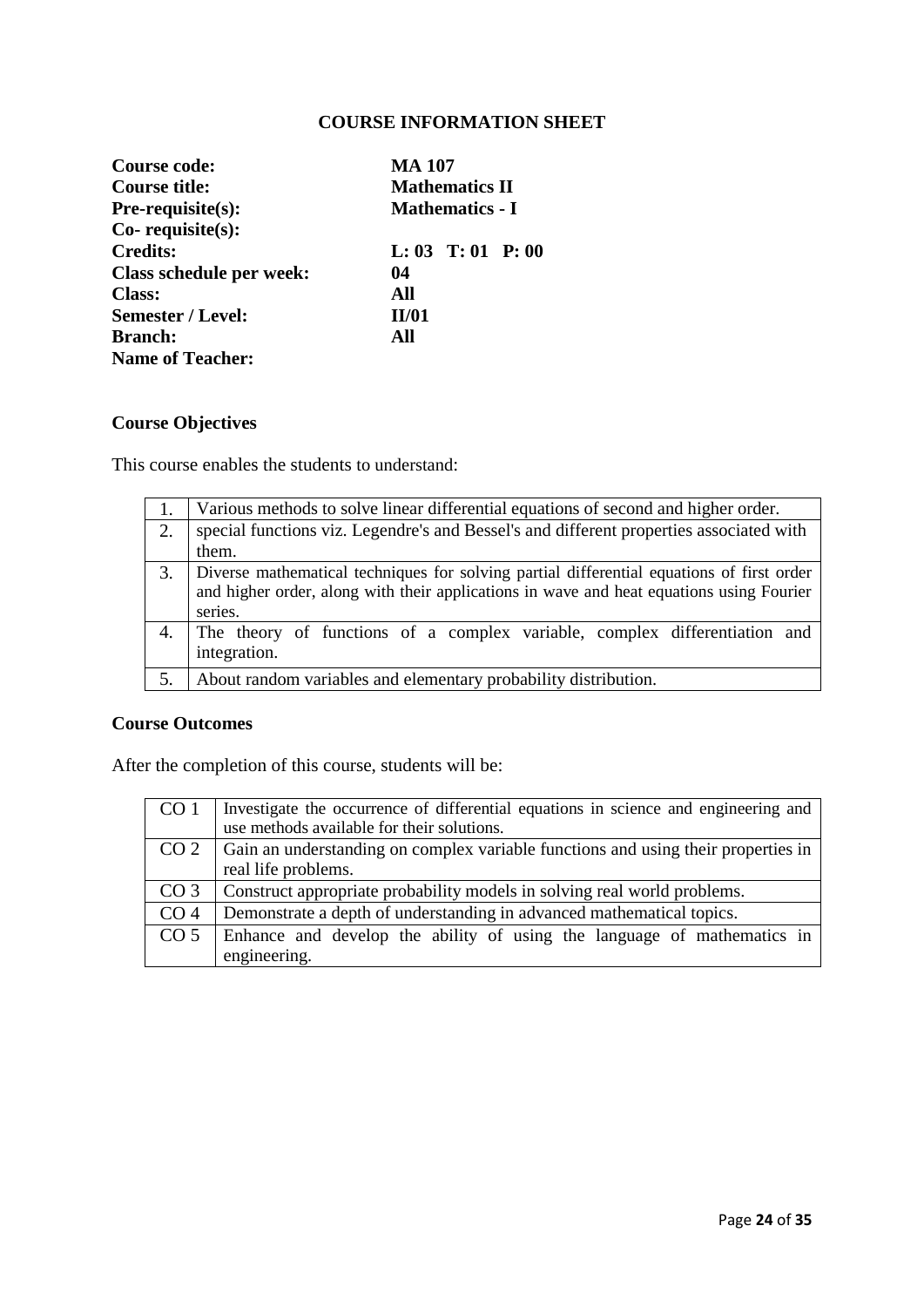## COURSE INFORMATION SHEET

| | |
|---|---|
| **Course code:** | **MA 107** |
| **Course title:** | **Mathematics II** |
| **Pre-requisite(s):** | **Mathematics - I** |
| **Co- requisite(s):** | |
| **Credits:** | **L: 03 T: 01 P: 00** |
| **Class schedule per week:** | **04** |
| **Class:** | **All** |
| **Semester / Level:** | **II/01** |
| **Branch:** | **All** |
| **Name of Teacher:** | |

### Course Objectives

This course enables the students to understand:

| | |
|---|---|
| 1. | Various methods to solve linear differential equations of second and higher order. |
| 2. | special functions viz. Legendre's and Bessel's and different properties associated with them. |
| 3. | Diverse mathematical techniques for solving partial differential equations of first order and higher order, along with their applications in wave and heat equations using Fourier series. |
| 4. | The theory of functions of a complex variable, complex differentiation and integration. |
| 5. | About random variables and elementary probability distribution. |

### Course Outcomes

After the completion of this course, students will be:

| | |
|---|---|
| CO 1 | Investigate the occurrence of differential equations in science and engineering and use methods available for their solutions. |
| CO 2 | Gain an understanding on complex variable functions and using their properties in real life problems. |
| CO 3 | Construct appropriate probability models in solving real world problems. |
| CO 4 | Demonstrate a depth of understanding in advanced mathematical topics. |
| CO 5 | Enhance and develop the ability of using the language of mathematics in engineering. |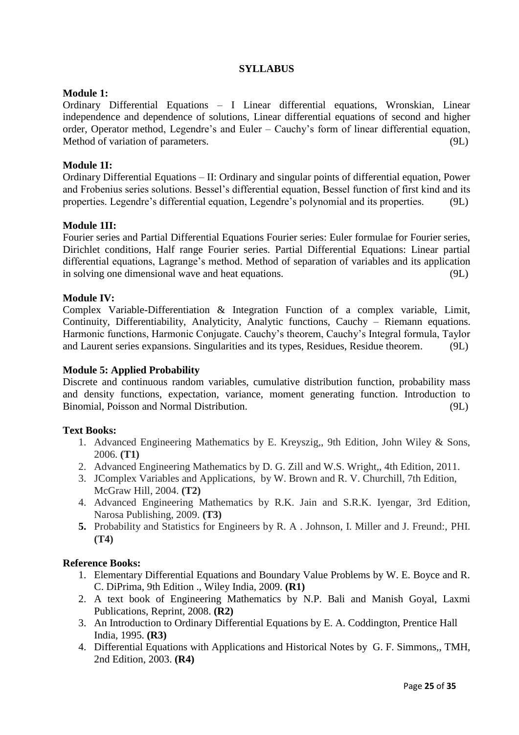## SYLLABUS

**Module 1:**

Ordinary Differential Equations – I Linear differential equations, Wronskian, Linear independence and dependence of solutions, Linear differential equations of second and higher order, Operator method, Legendre's and Euler – Cauchy's form of linear differential equation, Method of variation of parameters. (9L)

**Module 1I:**

Ordinary Differential Equations – II: Ordinary and singular points of differential equation, Power and Frobenius series solutions. Bessel's differential equation, Bessel function of first kind and its properties. Legendre's differential equation, Legendre's polynomial and its properties. (9L)

**Module 1II:**

Fourier series and Partial Differential Equations Fourier series: Euler formulae for Fourier series, Dirichlet conditions, Half range Fourier series. Partial Differential Equations: Linear partial differential equations, Lagrange's method. Method of separation of variables and its application in solving one dimensional wave and heat equations. (9L)

**Module IV:**

Complex Variable-Differentiation & Integration Function of a complex variable, Limit, Continuity, Differentiability, Analyticity, Analytic functions, Cauchy – Riemann equations. Harmonic functions, Harmonic Conjugate. Cauchy's theorem, Cauchy's Integral formula, Taylor and Laurent series expansions. Singularities and its types, Residues, Residue theorem. (9L)

**Module 5: Applied Probability**

Discrete and continuous random variables, cumulative distribution function, probability mass and density functions, expectation, variance, moment generating function. Introduction to Binomial, Poisson and Normal Distribution. (9L)

**Text Books:**

1. Advanced Engineering Mathematics by E. Kreyszig,, 9th Edition, John Wiley & Sons, 2006. **(T1)**
2. Advanced Engineering Mathematics by D. G. Zill and W.S. Wright,, 4th Edition, 2011.
3. JComplex Variables and Applications, by W. Brown and R. V. Churchill, 7th Edition, McGraw Hill, 2004. **(T2)**
4. Advanced Engineering Mathematics by R.K. Jain and S.R.K. Iyengar, 3rd Edition, Narosa Publishing, 2009. **(T3)**
5. Probability and Statistics for Engineers by R. A . Johnson, I. Miller and J. Freund:, PHI. **(T4)**

**Reference Books:**

1. Elementary Differential Equations and Boundary Value Problems by W. E. Boyce and R. C. DiPrima, 9th Edition ., Wiley India, 2009. **(R1)**
2. A text book of Engineering Mathematics by N.P. Bali and Manish Goyal, Laxmi Publications, Reprint, 2008. **(R2)**
3. An Introduction to Ordinary Differential Equations by E. A. Coddington, Prentice Hall India, 1995. **(R3)**
4. Differential Equations with Applications and Historical Notes by G. F. Simmons,, TMH, 2nd Edition, 2003. **(R4)**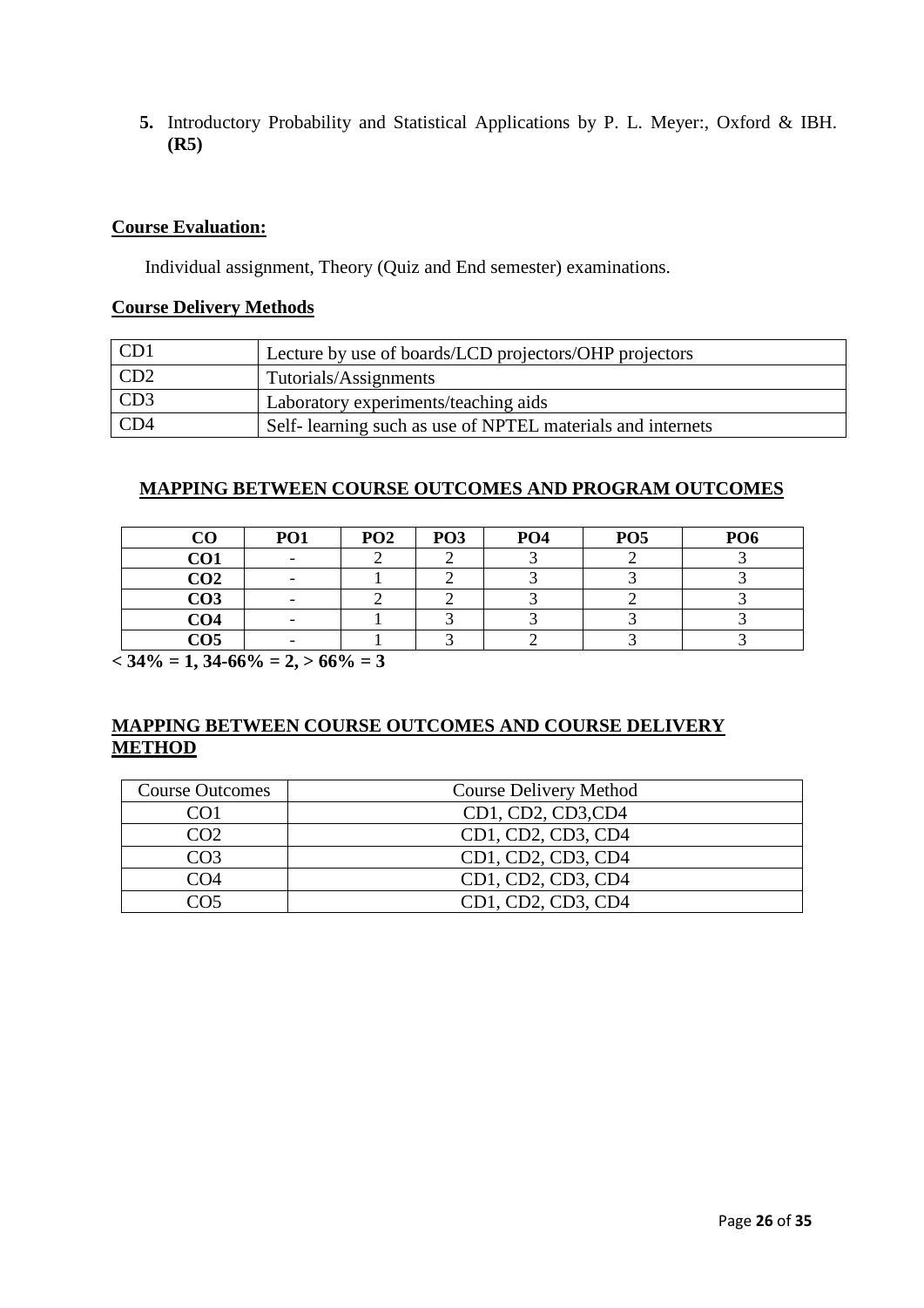5. Introductory Probability and Statistical Applications by P. L. Meyer:, Oxford & IBH. **(R5)**

**Course Evaluation:**

Individual assignment, Theory (Quiz and End semester) examinations.

**Course Delivery Methods**

| CD1 | Lecture by use of boards/LCD projectors/OHP projectors |
|---|---|
| CD2 | Tutorials/Assignments |
| CD3 | Laboratory experiments/teaching aids |
| CD4 | Self- learning such as use of NPTEL materials and internets |

## MAPPING BETWEEN COURSE OUTCOMES AND PROGRAM OUTCOMES

| CO | PO1 | PO2 | PO3 | PO4 | PO5 | PO6 |
|---|---|---|---|---|---|---|
| **CO1** | - | 2 | 2 | 3 | 2 | 3 |
| **CO2** | - | 1 | 2 | 3 | 3 | 3 |
| **CO3** | - | 2 | 2 | 3 | 2 | 3 |
| **CO4** | - | 1 | 3 | 3 | 3 | 3 |
| **CO5** | - | 1 | 3 | 2 | 3 | 3 |

**< 34% = 1, 34-66% = 2, > 66% = 3**

## MAPPING BETWEEN COURSE OUTCOMES AND COURSE DELIVERY METHOD

| Course Outcomes | Course Delivery Method |
|---|---|
| CO1 | CD1, CD2, CD3,CD4 |
| CO2 | CD1, CD2, CD3, CD4 |
| CO3 | CD1, CD2, CD3, CD4 |
| CO4 | CD1, CD2, CD3, CD4 |
| CO5 | CD1, CD2, CD3, CD4 |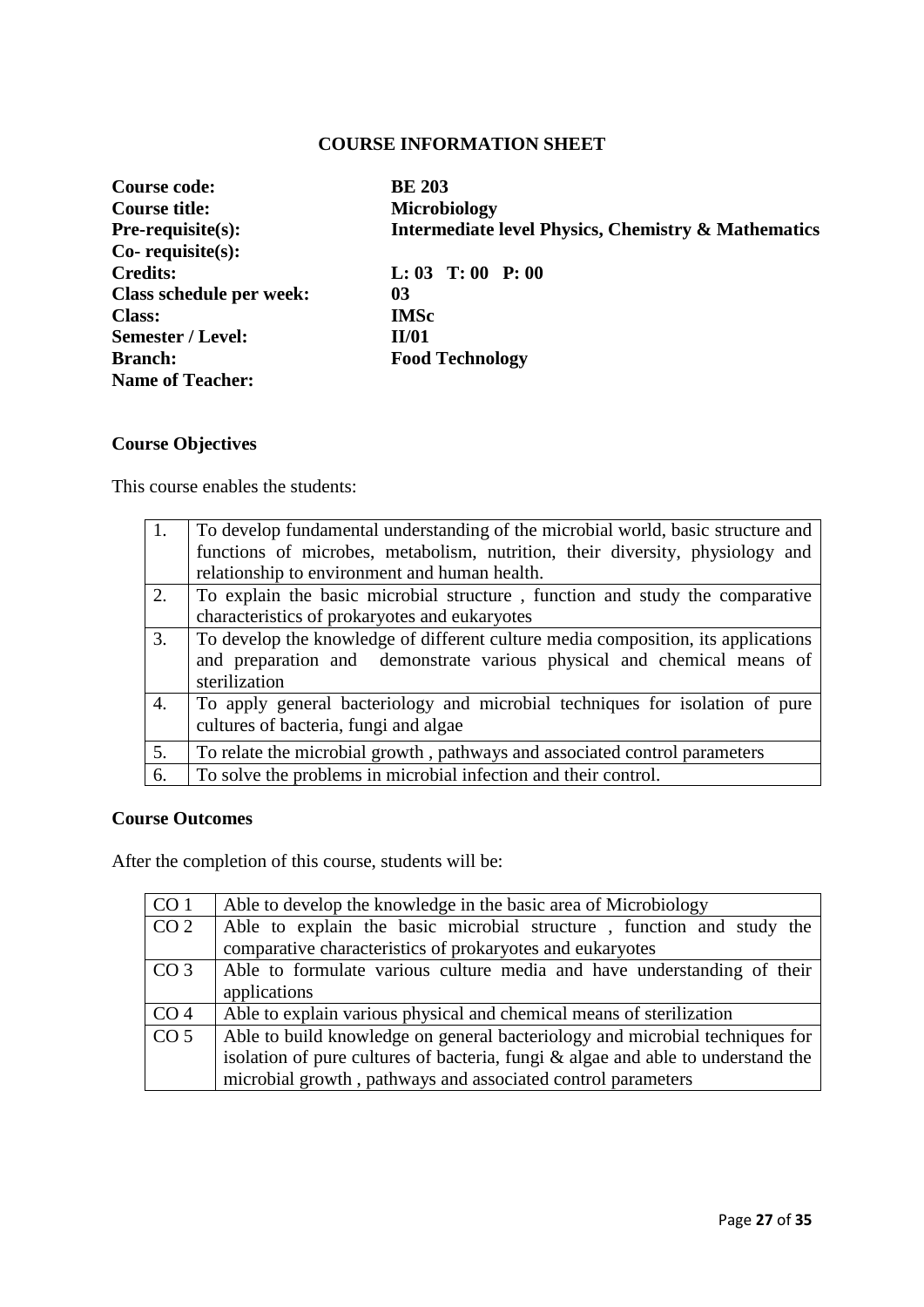## COURSE INFORMATION SHEET

| | |
|---|---|
| **Course code:** | **BE 203** |
| **Course title:** | **Microbiology** |
| **Pre-requisite(s):** | **Intermediate level Physics, Chemistry & Mathematics** |
| **Co- requisite(s):** | |
| **Credits:** | **L: 03 T: 00 P: 00** |
| **Class schedule per week:** | **03** |
| **Class:** | **IMSc** |
| **Semester / Level:** | **II/01** |
| **Branch:** | **Food Technology** |
| **Name of Teacher:** | |

### Course Objectives

This course enables the students:

| | |
|---|---|
| 1. | To develop fundamental understanding of the microbial world, basic structure and functions of microbes, metabolism, nutrition, their diversity, physiology and relationship to environment and human health. |
| 2. | To explain the basic microbial structure , function and study the comparative characteristics of prokaryotes and eukaryotes |
| 3. | To develop the knowledge of different culture media composition, its applications and preparation and demonstrate various physical and chemical means of sterilization |
| 4. | To apply general bacteriology and microbial techniques for isolation of pure cultures of bacteria, fungi and algae |
| 5. | To relate the microbial growth , pathways and associated control parameters |
| 6. | To solve the problems in microbial infection and their control. |

### Course Outcomes

After the completion of this course, students will be:

| | |
|---|---|
| CO 1 | Able to develop the knowledge in the basic area of Microbiology |
| CO 2 | Able to explain the basic microbial structure , function and study the comparative characteristics of prokaryotes and eukaryotes |
| CO 3 | Able to formulate various culture media and have understanding of their applications |
| CO 4 | Able to explain various physical and chemical means of sterilization |
| CO 5 | Able to build knowledge on general bacteriology and microbial techniques for isolation of pure cultures of bacteria, fungi & algae and able to understand the microbial growth , pathways and associated control parameters |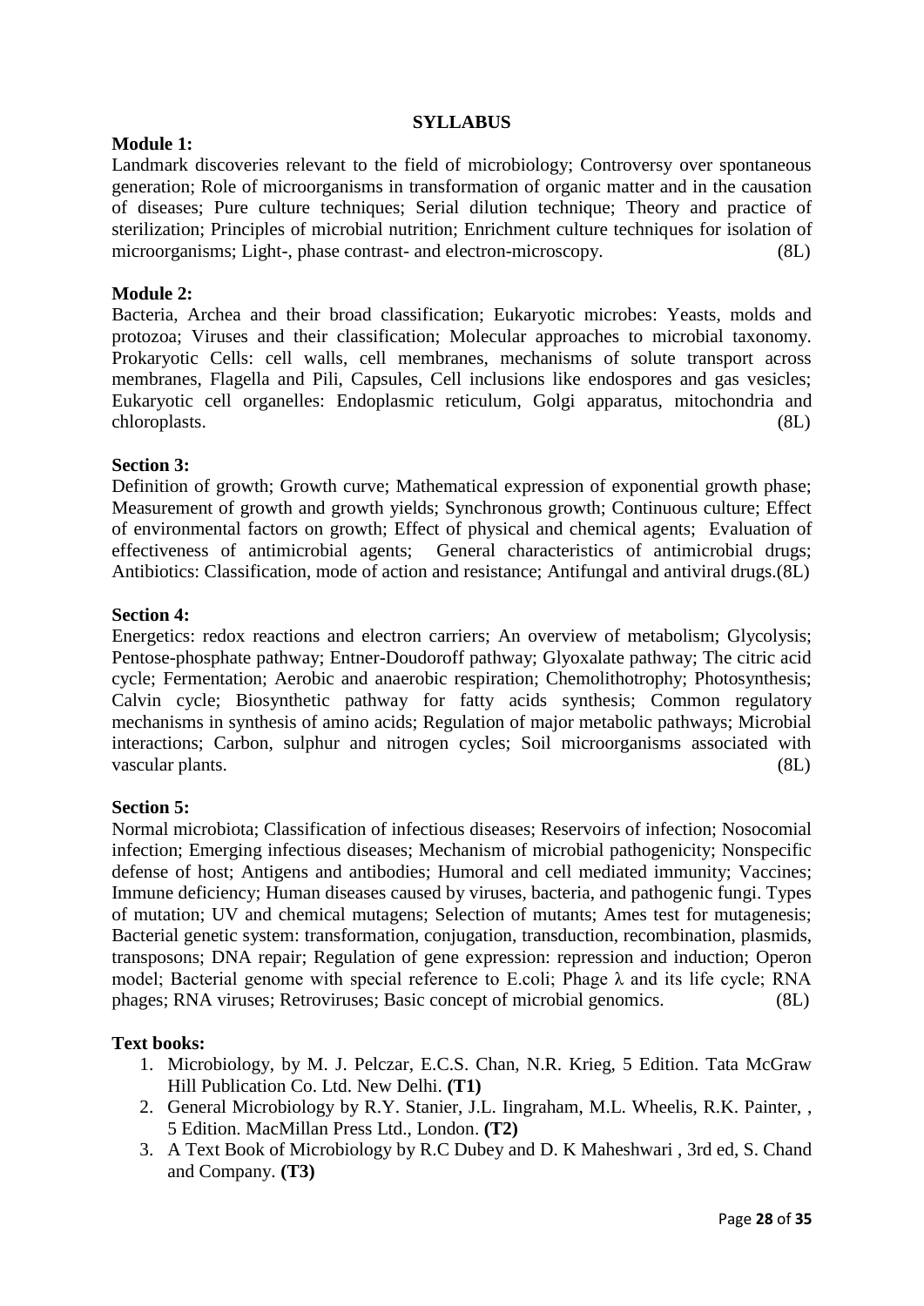## SYLLABUS

**Module 1:**

Landmark discoveries relevant to the field of microbiology; Controversy over spontaneous generation; Role of microorganisms in transformation of organic matter and in the causation of diseases; Pure culture techniques; Serial dilution technique; Theory and practice of sterilization; Principles of microbial nutrition; Enrichment culture techniques for isolation of microorganisms; Light-, phase contrast- and electron-microscopy. (8L)

**Module 2:**

Bacteria, Archea and their broad classification; Eukaryotic microbes: Yeasts, molds and protozoa; Viruses and their classification; Molecular approaches to microbial taxonomy. Prokaryotic Cells: cell walls, cell membranes, mechanisms of solute transport across membranes, Flagella and Pili, Capsules, Cell inclusions like endospores and gas vesicles; Eukaryotic cell organelles: Endoplasmic reticulum, Golgi apparatus, mitochondria and chloroplasts. (8L)

**Section 3:**

Definition of growth; Growth curve; Mathematical expression of exponential growth phase; Measurement of growth and growth yields; Synchronous growth; Continuous culture; Effect of environmental factors on growth; Effect of physical and chemical agents; Evaluation of effectiveness of antimicrobial agents; General characteristics of antimicrobial drugs; Antibiotics: Classification, mode of action and resistance; Antifungal and antiviral drugs.(8L)

**Section 4:**

Energetics: redox reactions and electron carriers; An overview of metabolism; Glycolysis; Pentose-phosphate pathway; Entner-Doudoroff pathway; Glyoxalate pathway; The citric acid cycle; Fermentation; Aerobic and anaerobic respiration; Chemolithotrophy; Photosynthesis; Calvin cycle; Biosynthetic pathway for fatty acids synthesis; Common regulatory mechanisms in synthesis of amino acids; Regulation of major metabolic pathways; Microbial interactions; Carbon, sulphur and nitrogen cycles; Soil microorganisms associated with vascular plants. (8L)

**Section 5:**

Normal microbiota; Classification of infectious diseases; Reservoirs of infection; Nosocomial infection; Emerging infectious diseases; Mechanism of microbial pathogenicity; Nonspecific defense of host; Antigens and antibodies; Humoral and cell mediated immunity; Vaccines; Immune deficiency; Human diseases caused by viruses, bacteria, and pathogenic fungi. Types of mutation; UV and chemical mutagens; Selection of mutants; Ames test for mutagenesis; Bacterial genetic system: transformation, conjugation, transduction, recombination, plasmids, transposons; DNA repair; Regulation of gene expression: repression and induction; Operon model; Bacterial genome with special reference to E.coli; Phage λ and its life cycle; RNA phages; RNA viruses; Retroviruses; Basic concept of microbial genomics. (8L)

**Text books:**

1. Microbiology, by M. J. Pelczar, E.C.S. Chan, N.R. Krieg, 5 Edition. Tata McGraw Hill Publication Co. Ltd. New Delhi. **(T1)**
2. General Microbiology by R.Y. Stanier, J.L. Iingraham, M.L. Wheelis, R.K. Painter, , 5 Edition. MacMillan Press Ltd., London. **(T2)**
3. A Text Book of Microbiology by R.C Dubey and D. K Maheshwari , 3rd ed, S. Chand and Company. **(T3)**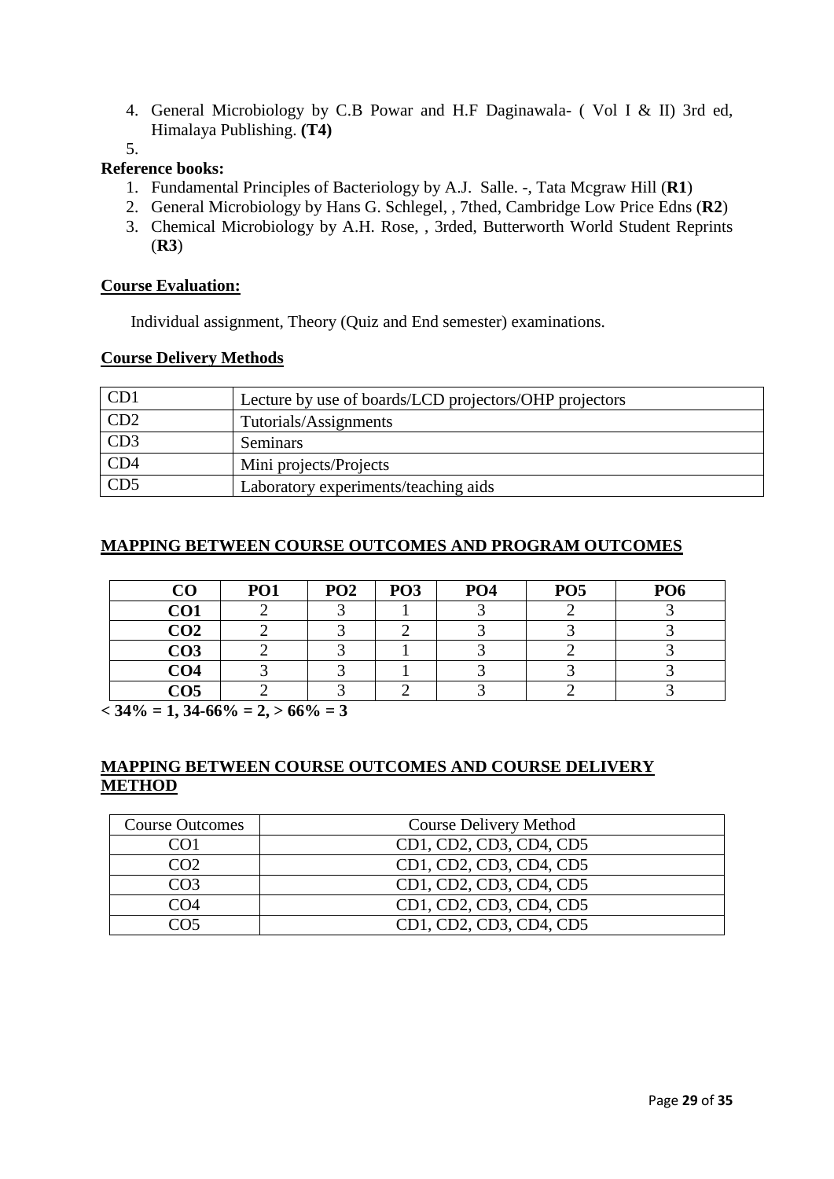4. General Microbiology by C.B Powar and H.F Daginawala- ( Vol I & II) 3rd ed, Himalaya Publishing. **(T4)**
5. 

**Reference books:**

1. Fundamental Principles of Bacteriology by A.J. Salle. -, Tata Mcgraw Hill (**R1**)
2. General Microbiology by Hans G. Schlegel, , 7thed, Cambridge Low Price Edns (**R2**)
3. Chemical Microbiology by A.H. Rose, , 3rded, Butterworth World Student Reprints (**R3**)

**Course Evaluation:**

Individual assignment, Theory (Quiz and End semester) examinations.

**Course Delivery Methods**

| | |
|---|---|
| CD1 | Lecture by use of boards/LCD projectors/OHP projectors |
| CD2 | Tutorials/Assignments |
| CD3 | Seminars |
| CD4 | Mini projects/Projects |
| CD5 | Laboratory experiments/teaching aids |

**MAPPING BETWEEN COURSE OUTCOMES AND PROGRAM OUTCOMES**

| CO | PO1 | PO2 | PO3 | PO4 | PO5 | PO6 |
|---|---|---|---|---|---|---|
| **CO1** | 2 | 3 | 1 | 3 | 2 | 3 |
| **CO2** | 2 | 3 | 2 | 3 | 3 | 3 |
| **CO3** | 2 | 3 | 1 | 3 | 2 | 3 |
| **CO4** | 3 | 3 | 1 | 3 | 3 | 3 |
| **CO5** | 2 | 3 | 2 | 3 | 2 | 3 |

**< 34% = 1, 34-66% = 2, > 66% = 3**

**MAPPING BETWEEN COURSE OUTCOMES AND COURSE DELIVERY METHOD**

| Course Outcomes | Course Delivery Method |
|---|---|
| CO1 | CD1, CD2, CD3, CD4, CD5 |
| CO2 | CD1, CD2, CD3, CD4, CD5 |
| CO3 | CD1, CD2, CD3, CD4, CD5 |
| CO4 | CD1, CD2, CD3, CD4, CD5 |
| CO5 | CD1, CD2, CD3, CD4, CD5 |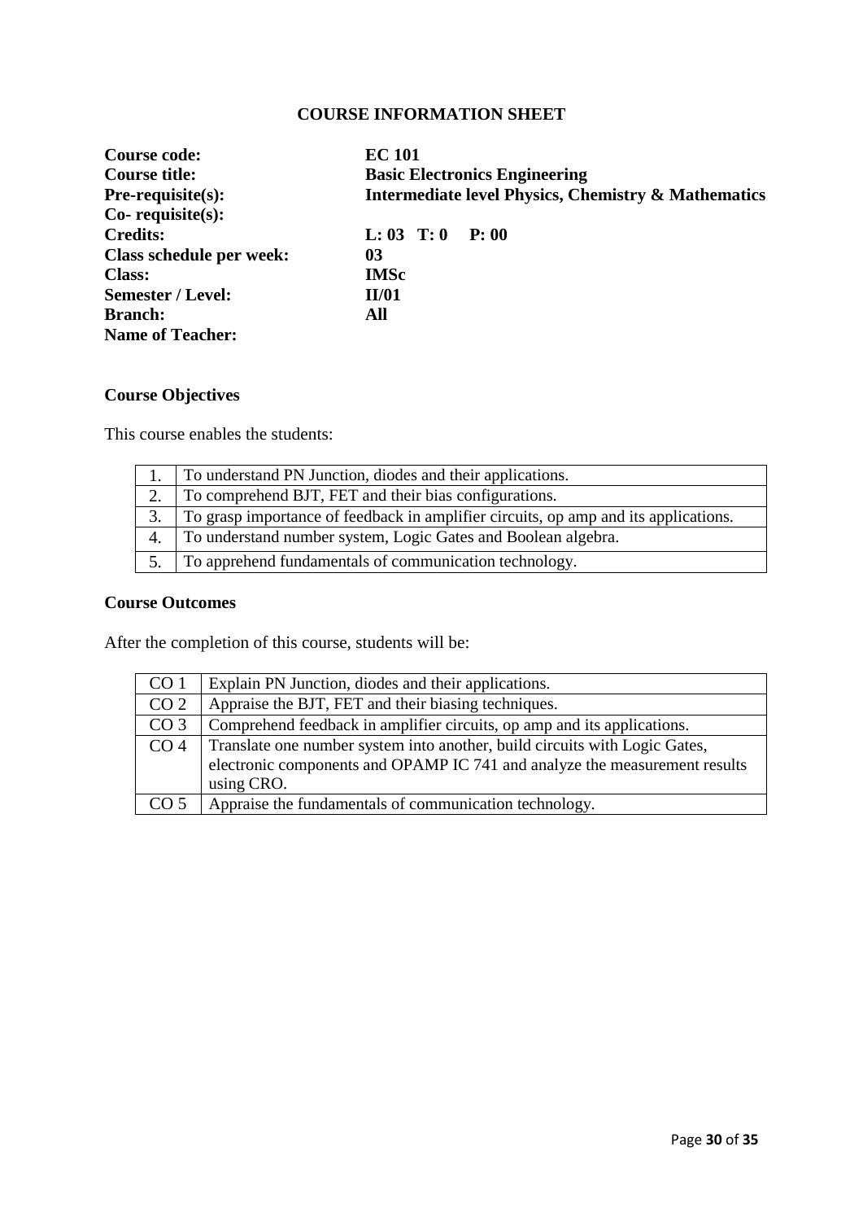## COURSE INFORMATION SHEET

| | |
|---|---|
| **Course code:** | **EC 101** |
| **Course title:** | **Basic Electronics Engineering** |
| **Pre-requisite(s):** | **Intermediate level Physics, Chemistry & Mathematics** |
| **Co- requisite(s):** | |
| **Credits:** | **L: 03 T: 0 P: 00** |
| **Class schedule per week:** | **03** |
| **Class:** | **IMSc** |
| **Semester / Level:** | **II/01** |
| **Branch:** | **All** |
| **Name of Teacher:** | |

### Course Objectives

This course enables the students:

| | |
|---|---|
| 1. | To understand PN Junction, diodes and their applications. |
| 2. | To comprehend BJT, FET and their bias configurations. |
| 3. | To grasp importance of feedback in amplifier circuits, op amp and its applications. |
| 4. | To understand number system, Logic Gates and Boolean algebra. |
| 5. | To apprehend fundamentals of communication technology. |

### Course Outcomes

After the completion of this course, students will be:

| | |
|---|---|
| CO 1 | Explain PN Junction, diodes and their applications. |
| CO 2 | Appraise the BJT, FET and their biasing techniques. |
| CO 3 | Comprehend feedback in amplifier circuits, op amp and its applications. |
| CO 4 | Translate one number system into another, build circuits with Logic Gates, electronic components and OPAMP IC 741 and analyze the measurement results using CRO. |
| CO 5 | Appraise the fundamentals of communication technology. |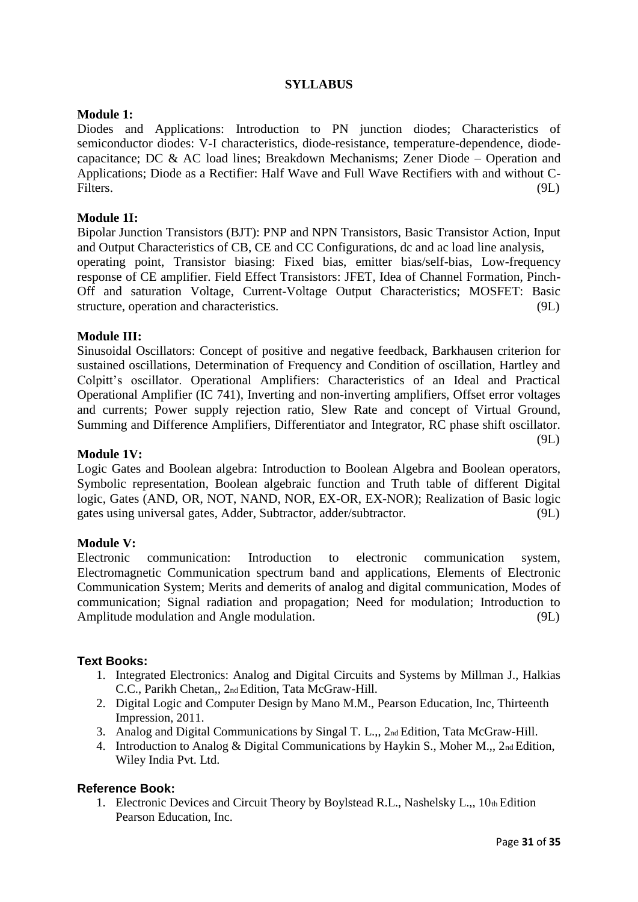# SYLLABUS

**Module 1:**

Diodes and Applications: Introduction to PN junction diodes; Characteristics of semiconductor diodes: V-I characteristics, diode-resistance, temperature-dependence, diode-capacitance; DC & AC load lines; Breakdown Mechanisms; Zener Diode – Operation and Applications; Diode as a Rectifier: Half Wave and Full Wave Rectifiers with and without C-Filters. (9L)

**Module 1I:**

Bipolar Junction Transistors (BJT): PNP and NPN Transistors, Basic Transistor Action, Input and Output Characteristics of CB, CE and CC Configurations, dc and ac load line analysis, operating point, Transistor biasing: Fixed bias, emitter bias/self-bias, Low-frequency response of CE amplifier. Field Effect Transistors: JFET, Idea of Channel Formation, Pinch-Off and saturation Voltage, Current-Voltage Output Characteristics; MOSFET: Basic structure, operation and characteristics. (9L)

**Module III:**

Sinusoidal Oscillators: Concept of positive and negative feedback, Barkhausen criterion for sustained oscillations, Determination of Frequency and Condition of oscillation, Hartley and Colpitt's oscillator. Operational Amplifiers: Characteristics of an Ideal and Practical Operational Amplifier (IC 741), Inverting and non-inverting amplifiers, Offset error voltages and currents; Power supply rejection ratio, Slew Rate and concept of Virtual Ground, Summing and Difference Amplifiers, Differentiator and Integrator, RC phase shift oscillator. (9L)

**Module 1V:**

Logic Gates and Boolean algebra: Introduction to Boolean Algebra and Boolean operators, Symbolic representation, Boolean algebraic function and Truth table of different Digital logic, Gates (AND, OR, NOT, NAND, NOR, EX-OR, EX-NOR); Realization of Basic logic gates using universal gates, Adder, Subtractor, adder/subtractor. (9L)

**Module V:**

Electronic communication: Introduction to electronic communication system, Electromagnetic Communication spectrum band and applications, Elements of Electronic Communication System; Merits and demerits of analog and digital communication, Modes of communication; Signal radiation and propagation; Need for modulation; Introduction to Amplitude modulation and Angle modulation. (9L)

**Text Books:**

1. Integrated Electronics: Analog and Digital Circuits and Systems by Millman J., Halkias C.C., Parikh Chetan,, 2nd Edition, Tata McGraw-Hill.
2. Digital Logic and Computer Design by Mano M.M., Pearson Education, Inc, Thirteenth Impression, 2011.
3. Analog and Digital Communications by Singal T. L.,, 2nd Edition, Tata McGraw-Hill.
4. Introduction to Analog & Digital Communications by Haykin S., Moher M.,, 2nd Edition, Wiley India Pvt. Ltd.

**Reference Book:**

1. Electronic Devices and Circuit Theory by Boylstead R.L., Nashelsky L.,, 10th Edition Pearson Education, Inc.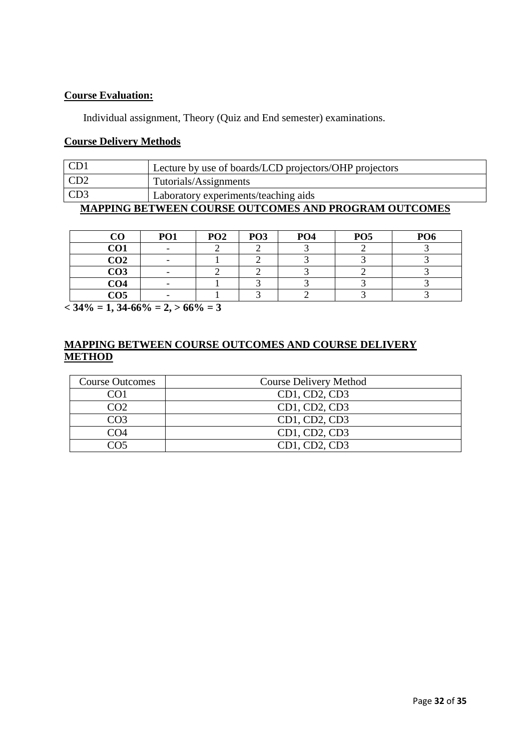**Course Evaluation:**

Individual assignment, Theory (Quiz and End semester) examinations.

**Course Delivery Methods**

| | |
|---|---|
| CD1 | Lecture by use of boards/LCD projectors/OHP projectors |
| CD2 | Tutorials/Assignments |
| CD3 | Laboratory experiments/teaching aids |

**MAPPING BETWEEN COURSE OUTCOMES AND PROGRAM OUTCOMES**

| CO | PO1 | PO2 | PO3 | PO4 | PO5 | PO6 |
|---|---|---|---|---|---|---|
| CO1 | - | 2 | 2 | 3 | 2 | 3 |
| CO2 | - | 1 | 2 | 3 | 3 | 3 |
| CO3 | - | 2 | 2 | 3 | 2 | 3 |
| CO4 | - | 1 | 3 | 3 | 3 | 3 |
| CO5 | - | 1 | 3 | 2 | 3 | 3 |

**< 34% = 1, 34-66% = 2, > 66% = 3**

**MAPPING BETWEEN COURSE OUTCOMES AND COURSE DELIVERY METHOD**

| Course Outcomes | Course Delivery Method |
|---|---|
| CO1 | CD1, CD2, CD3 |
| CO2 | CD1, CD2, CD3 |
| CO3 | CD1, CD2, CD3 |
| CO4 | CD1, CD2, CD3 |
| CO5 | CD1, CD2, CD3 |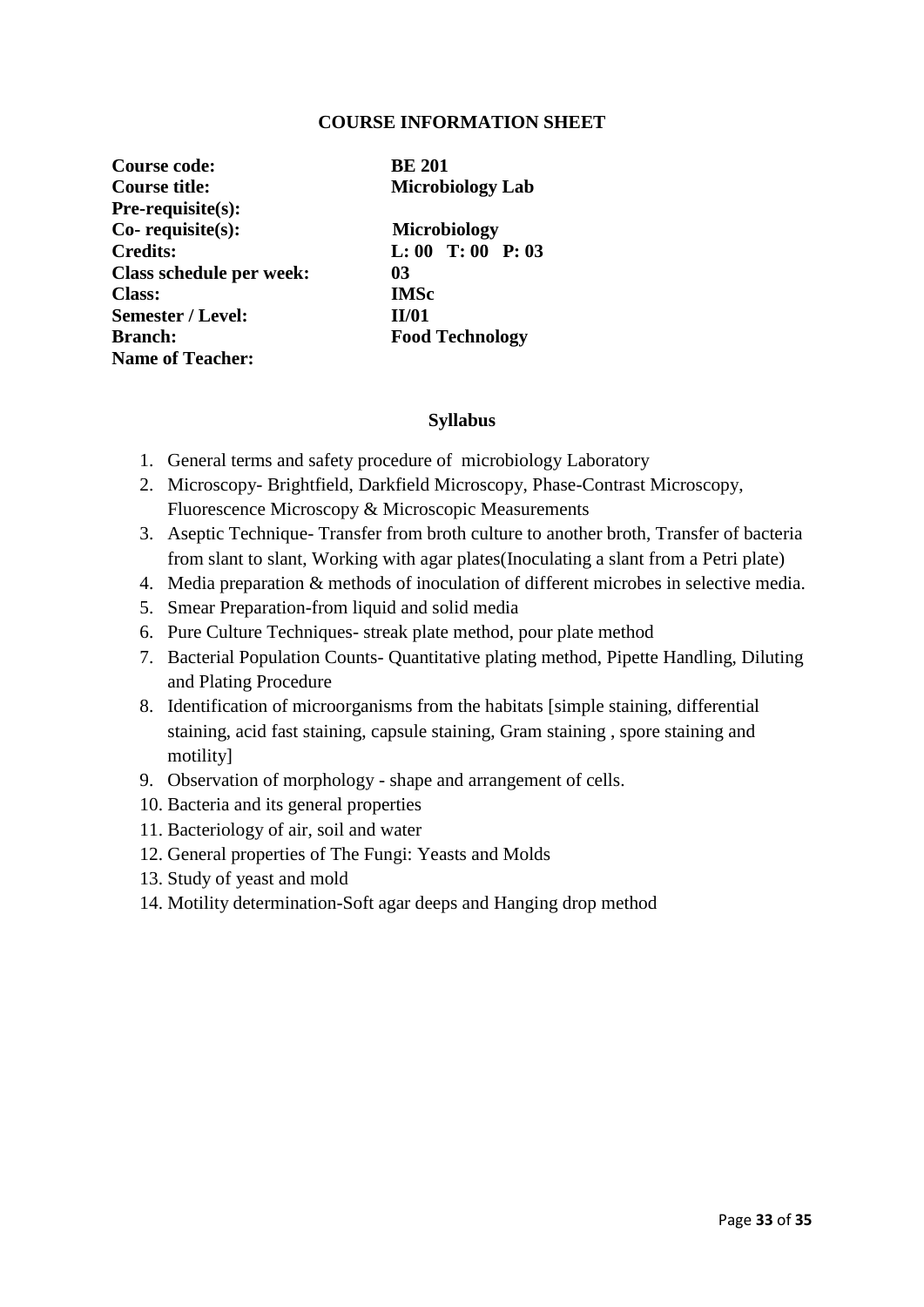## COURSE INFORMATION SHEET

| | |
|---|---|
| **Course code:** | **BE 201** |
| **Course title:** | **Microbiology Lab** |
| **Pre-requisite(s):** | |
| **Co- requisite(s):** | **Microbiology** |
| **Credits:** | **L: 00 T: 00 P: 03** |
| **Class schedule per week:** | **03** |
| **Class:** | **IMSc** |
| **Semester / Level:** | **II/01** |
| **Branch:** | **Food Technology** |
| **Name of Teacher:** | |

### Syllabus

1. General terms and safety procedure of microbiology Laboratory
2. Microscopy- Brightfield, Darkfield Microscopy, Phase-Contrast Microscopy, Fluorescence Microscopy & Microscopic Measurements
3. Aseptic Technique- Transfer from broth culture to another broth, Transfer of bacteria from slant to slant, Working with agar plates(Inoculating a slant from a Petri plate)
4. Media preparation & methods of inoculation of different microbes in selective media.
5. Smear Preparation-from liquid and solid media
6. Pure Culture Techniques- streak plate method, pour plate method
7. Bacterial Population Counts- Quantitative plating method, Pipette Handling, Diluting and Plating Procedure
8. Identification of microorganisms from the habitats [simple staining, differential staining, acid fast staining, capsule staining, Gram staining , spore staining and motility]
9. Observation of morphology - shape and arrangement of cells.
10. Bacteria and its general properties
11. Bacteriology of air, soil and water
12. General properties of The Fungi: Yeasts and Molds
13. Study of yeast and mold
14. Motility determination-Soft agar deeps and Hanging drop method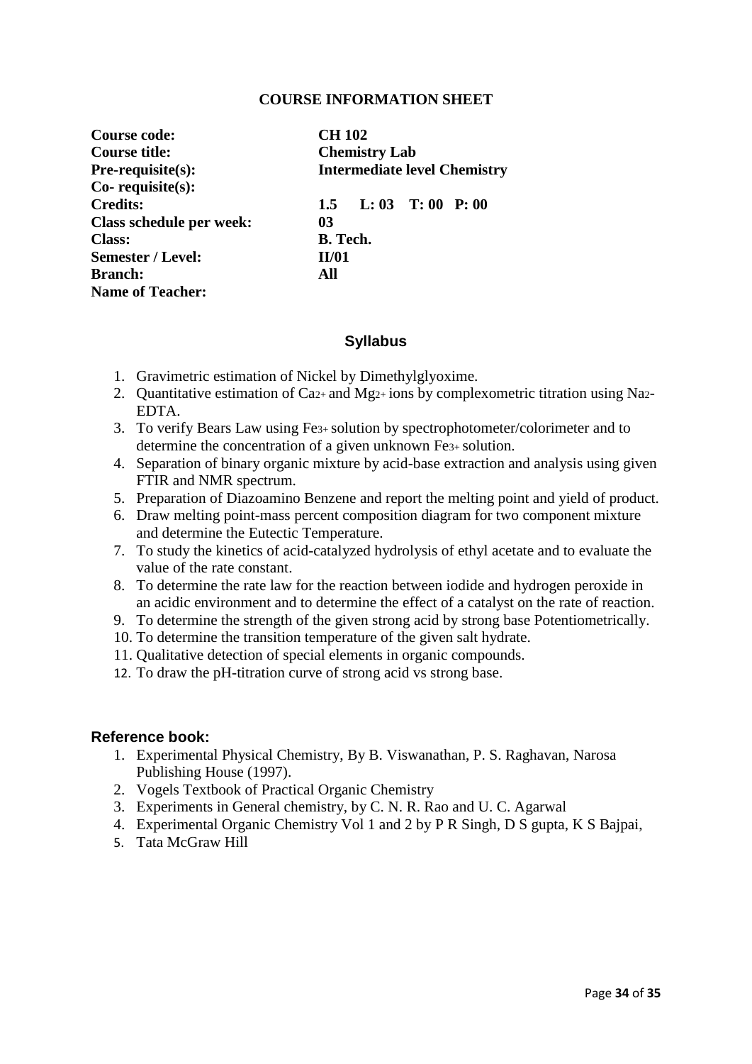## COURSE INFORMATION SHEET

| | |
|---|---|
| **Course code:** | **CH 102** |
| **Course title:** | **Chemistry Lab** |
| **Pre-requisite(s):** | **Intermediate level Chemistry** |
| **Co- requisite(s):** | |
| **Credits:** | **1.5 L: 03 T: 00 P: 00** |
| **Class schedule per week:** | **03** |
| **Class:** | **B. Tech.** |
| **Semester / Level:** | **II/01** |
| **Branch:** | **All** |
| **Name of Teacher:** | |

### Syllabus

1. Gravimetric estimation of Nickel by Dimethylglyoxime.
2. Quantitative estimation of $Ca^{2+}$ and $Mg^{2+}$ ions by complexometric titration using $Na_2$-EDTA.
3. To verify Bears Law using $Fe^{3+}$ solution by spectrophotometer/colorimeter and to determine the concentration of a given unknown $Fe^{3+}$ solution.
4. Separation of binary organic mixture by acid-base extraction and analysis using given FTIR and NMR spectrum.
5. Preparation of Diazoamino Benzene and report the melting point and yield of product.
6. Draw melting point-mass percent composition diagram for two component mixture and determine the Eutectic Temperature.
7. To study the kinetics of acid-catalyzed hydrolysis of ethyl acetate and to evaluate the value of the rate constant.
8. To determine the rate law for the reaction between iodide and hydrogen peroxide in an acidic environment and to determine the effect of a catalyst on the rate of reaction.
9. To determine the strength of the given strong acid by strong base Potentiometrically.
10. To determine the transition temperature of the given salt hydrate.
11. Qualitative detection of special elements in organic compounds.
12. To draw the pH-titration curve of strong acid vs strong base.

### Reference book:

1. Experimental Physical Chemistry, By B. Viswanathan, P. S. Raghavan, Narosa Publishing House (1997).
2. Vogels Textbook of Practical Organic Chemistry
3. Experiments in General chemistry, by C. N. R. Rao and U. C. Agarwal
4. Experimental Organic Chemistry Vol 1 and 2 by P R Singh, D S gupta, K S Bajpai,
5. Tata McGraw Hill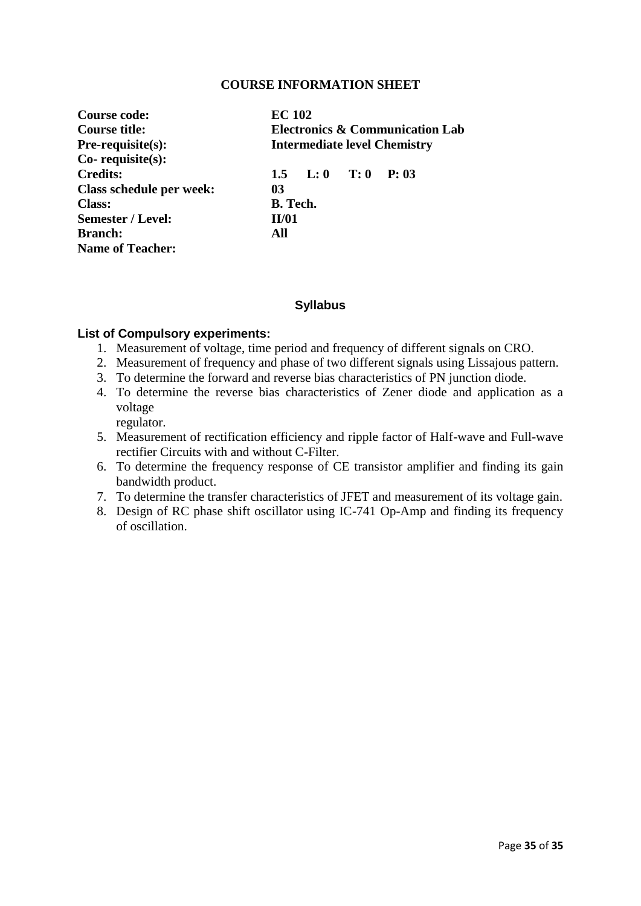## COURSE INFORMATION SHEET

| | |
|---|---|
| **Course code:** | **EC 102** |
| **Course title:** | **Electronics & Communication Lab** |
| **Pre-requisite(s):** | **Intermediate level Chemistry** |
| **Co- requisite(s):** | |
| **Credits:** | **1.5 L: 0 T: 0 P: 03** |
| **Class schedule per week:** | **03** |
| **Class:** | **B. Tech.** |
| **Semester / Level:** | **II/01** |
| **Branch:** | **All** |
| **Name of Teacher:** | |

### Syllabus

**List of Compulsory experiments:**

1. Measurement of voltage, time period and frequency of different signals on CRO.
2. Measurement of frequency and phase of two different signals using Lissajous pattern.
3. To determine the forward and reverse bias characteristics of PN junction diode.
4. To determine the reverse bias characteristics of Zener diode and application as a voltage regulator.
5. Measurement of rectification efficiency and ripple factor of Half-wave and Full-wave rectifier Circuits with and without C-Filter.
6. To determine the frequency response of CE transistor amplifier and finding its gain bandwidth product.
7. To determine the transfer characteristics of JFET and measurement of its voltage gain.
8. Design of RC phase shift oscillator using IC-741 Op-Amp and finding its frequency of oscillation.